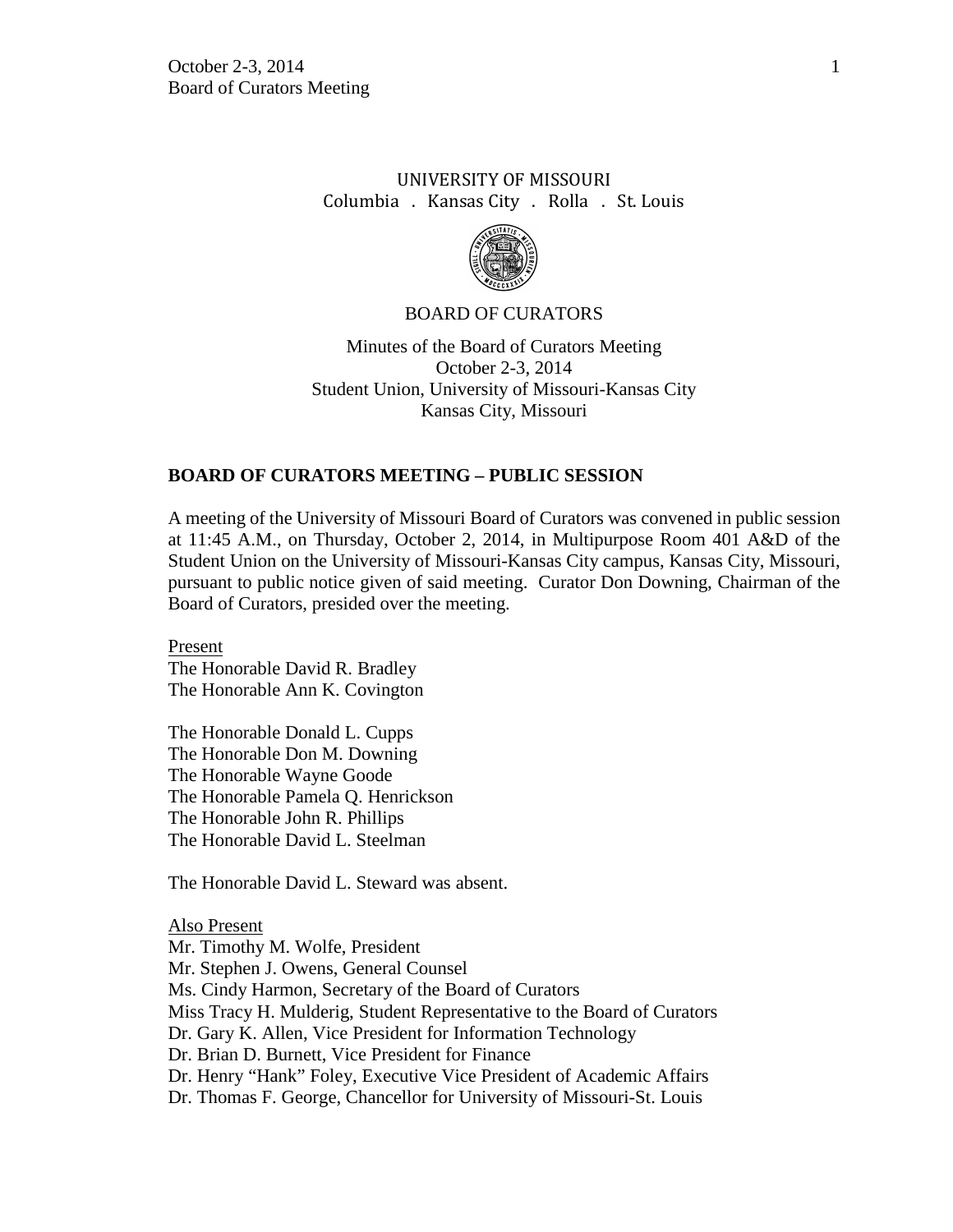UNIVERSITY OF MISSOURI
Columbia . Kansas City . Rolla . St. Louis

BOARD OF CURATORS

Minutes of the Board of Curators Meeting
October 2-3, 2014
Student Union, University of Missouri-Kansas City
Kansas City, Missouri

## BOARD OF CURATORS MEETING – PUBLIC SESSION

A meeting of the University of Missouri Board of Curators was convened in public session at 11:45 A.M., on Thursday, October 2, 2014, in Multipurpose Room 401 A&D of the Student Union on the University of Missouri-Kansas City campus, Kansas City, Missouri, pursuant to public notice given of said meeting. Curator Don Downing, Chairman of the Board of Curators, presided over the meeting.

Present
The Honorable David R. Bradley
The Honorable Ann K. Covington

The Honorable Donald L. Cupps
The Honorable Don M. Downing
The Honorable Wayne Goode
The Honorable Pamela Q. Henrickson
The Honorable John R. Phillips
The Honorable David L. Steelman

The Honorable David L. Steward was absent.

Also Present
Mr. Timothy M. Wolfe, President
Mr. Stephen J. Owens, General Counsel
Ms. Cindy Harmon, Secretary of the Board of Curators
Miss Tracy H. Mulderig, Student Representative to the Board of Curators
Dr. Gary K. Allen, Vice President for Information Technology
Dr. Brian D. Burnett, Vice President for Finance
Dr. Henry "Hank" Foley, Executive Vice President of Academic Affairs
Dr. Thomas F. George, Chancellor for University of Missouri-St. Louis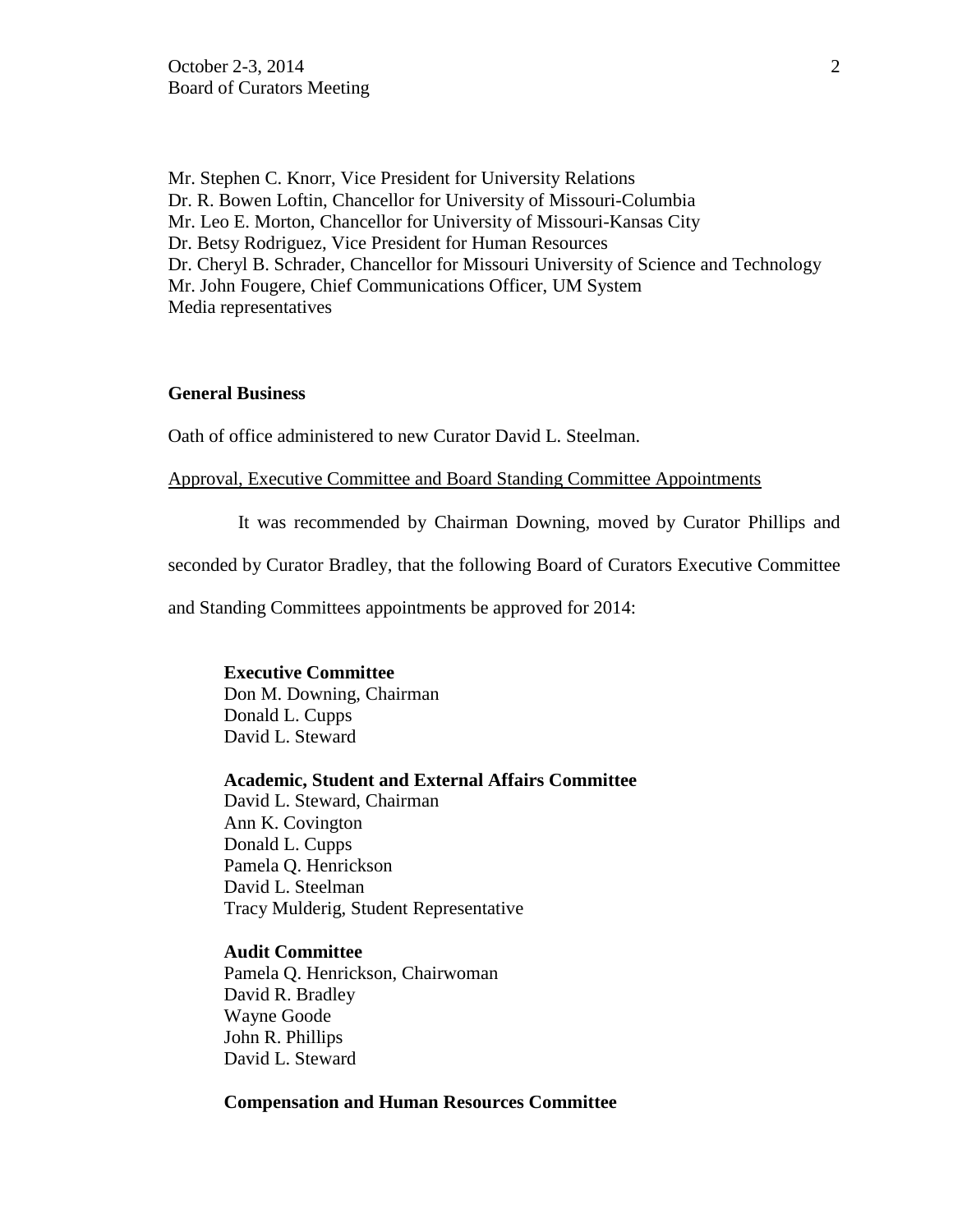Mr. Stephen C. Knorr, Vice President for University Relations
Dr. R. Bowen Loftin, Chancellor for University of Missouri-Columbia
Mr. Leo E. Morton, Chancellor for University of Missouri-Kansas City
Dr. Betsy Rodriguez, Vice President for Human Resources
Dr. Cheryl B. Schrader, Chancellor for Missouri University of Science and Technology
Mr. John Fougere, Chief Communications Officer, UM System
Media representatives

**General Business**

Oath of office administered to new Curator David L. Steelman.

Approval, Executive Committee and Board Standing Committee Appointments

It was recommended by Chairman Downing, moved by Curator Phillips and seconded by Curator Bradley, that the following Board of Curators Executive Committee and Standing Committees appointments be approved for 2014:

**Executive Committee**
Don M. Downing, Chairman
Donald L. Cupps
David L. Steward

**Academic, Student and External Affairs Committee**
David L. Steward, Chairman
Ann K. Covington
Donald L. Cupps
Pamela Q. Henrickson
David L. Steelman
Tracy Mulderig, Student Representative

**Audit Committee**
Pamela Q. Henrickson, Chairwoman
David R. Bradley
Wayne Goode
John R. Phillips
David L. Steward

**Compensation and Human Resources Committee**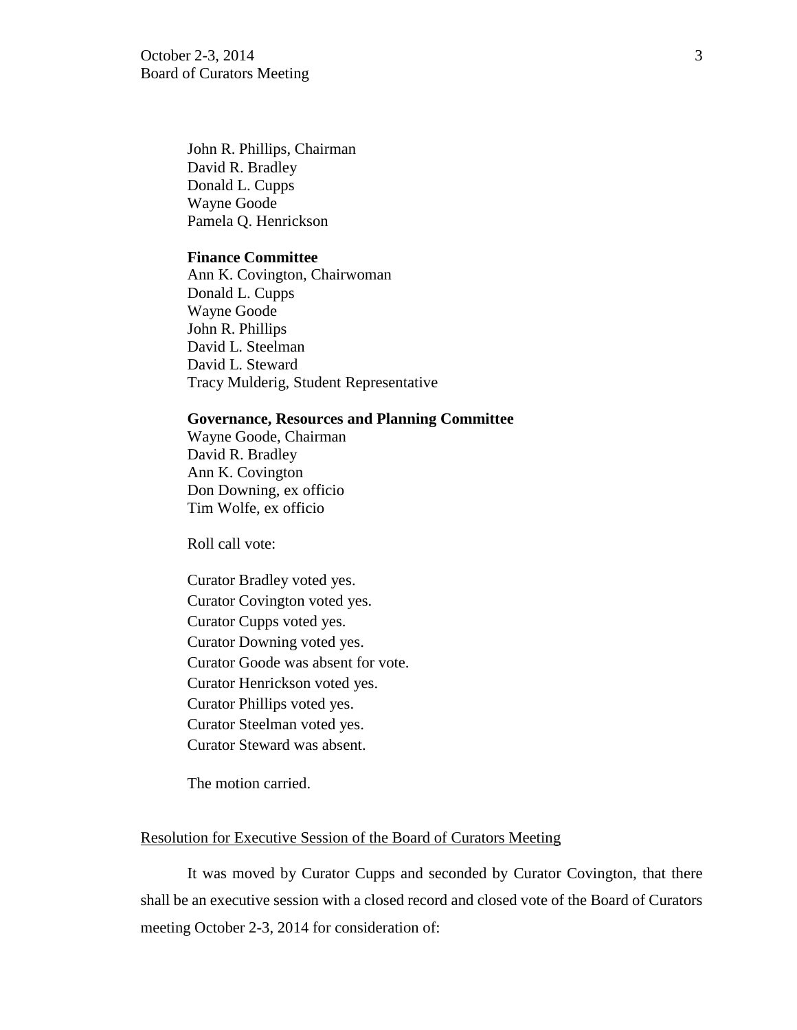John R. Phillips, Chairman
David R. Bradley
Donald L. Cupps
Wayne Goode
Pamela Q. Henrickson

**Finance Committee**
Ann K. Covington, Chairwoman
Donald L. Cupps
Wayne Goode
John R. Phillips
David L. Steelman
David L. Steward
Tracy Mulderig, Student Representative

**Governance, Resources and Planning Committee**
Wayne Goode, Chairman
David R. Bradley
Ann K. Covington
Don Downing, ex officio
Tim Wolfe, ex officio

Roll call vote:

Curator Bradley voted yes.
Curator Covington voted yes.
Curator Cupps voted yes.
Curator Downing voted yes.
Curator Goode was absent for vote.
Curator Henrickson voted yes.
Curator Phillips voted yes.
Curator Steelman voted yes.
Curator Steward was absent.

The motion carried.

Resolution for Executive Session of the Board of Curators Meeting

It was moved by Curator Cupps and seconded by Curator Covington, that there shall be an executive session with a closed record and closed vote of the Board of Curators meeting October 2-3, 2014 for consideration of: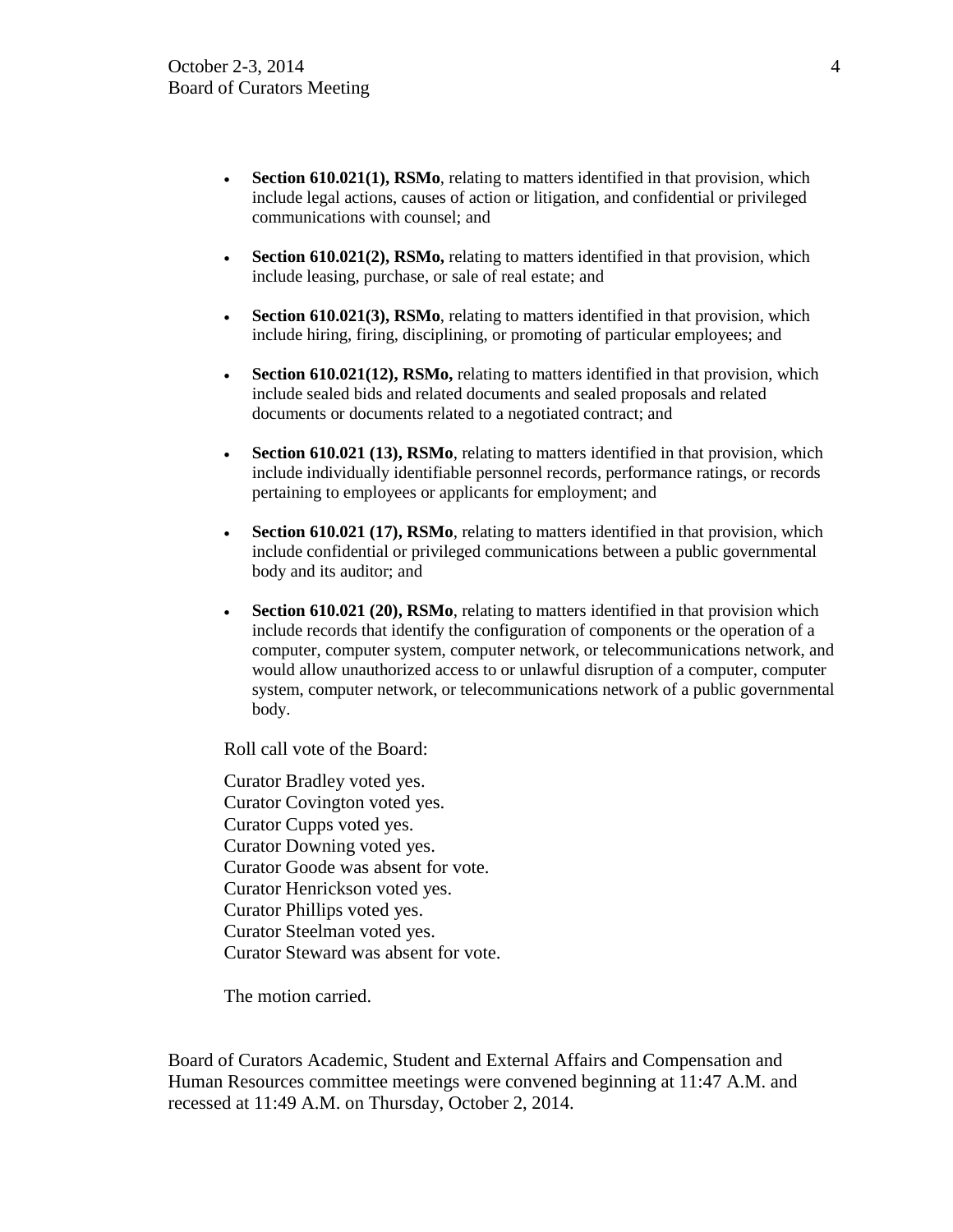- **Section 610.021(1), RSMo**, relating to matters identified in that provision, which include legal actions, causes of action or litigation, and confidential or privileged communications with counsel; and

- **Section 610.021(2), RSMo,** relating to matters identified in that provision, which include leasing, purchase, or sale of real estate; and

- **Section 610.021(3), RSMo**, relating to matters identified in that provision, which include hiring, firing, disciplining, or promoting of particular employees; and

- **Section 610.021(12), RSMo,** relating to matters identified in that provision, which include sealed bids and related documents and sealed proposals and related documents or documents related to a negotiated contract; and

- **Section 610.021 (13), RSMo**, relating to matters identified in that provision, which include individually identifiable personnel records, performance ratings, or records pertaining to employees or applicants for employment; and

- **Section 610.021 (17), RSMo**, relating to matters identified in that provision, which include confidential or privileged communications between a public governmental body and its auditor; and

- **Section 610.021 (20), RSMo**, relating to matters identified in that provision which include records that identify the configuration of components or the operation of a computer, computer system, computer network, or telecommunications network, and would allow unauthorized access to or unlawful disruption of a computer, computer system, computer network, or telecommunications network of a public governmental body.

Roll call vote of the Board:

Curator Bradley voted yes.
Curator Covington voted yes.
Curator Cupps voted yes.
Curator Downing voted yes.
Curator Goode was absent for vote.
Curator Henrickson voted yes.
Curator Phillips voted yes.
Curator Steelman voted yes.
Curator Steward was absent for vote.

The motion carried.

Board of Curators Academic, Student and External Affairs and Compensation and Human Resources committee meetings were convened beginning at 11:47 A.M. and recessed at 11:49 A.M. on Thursday, October 2, 2014.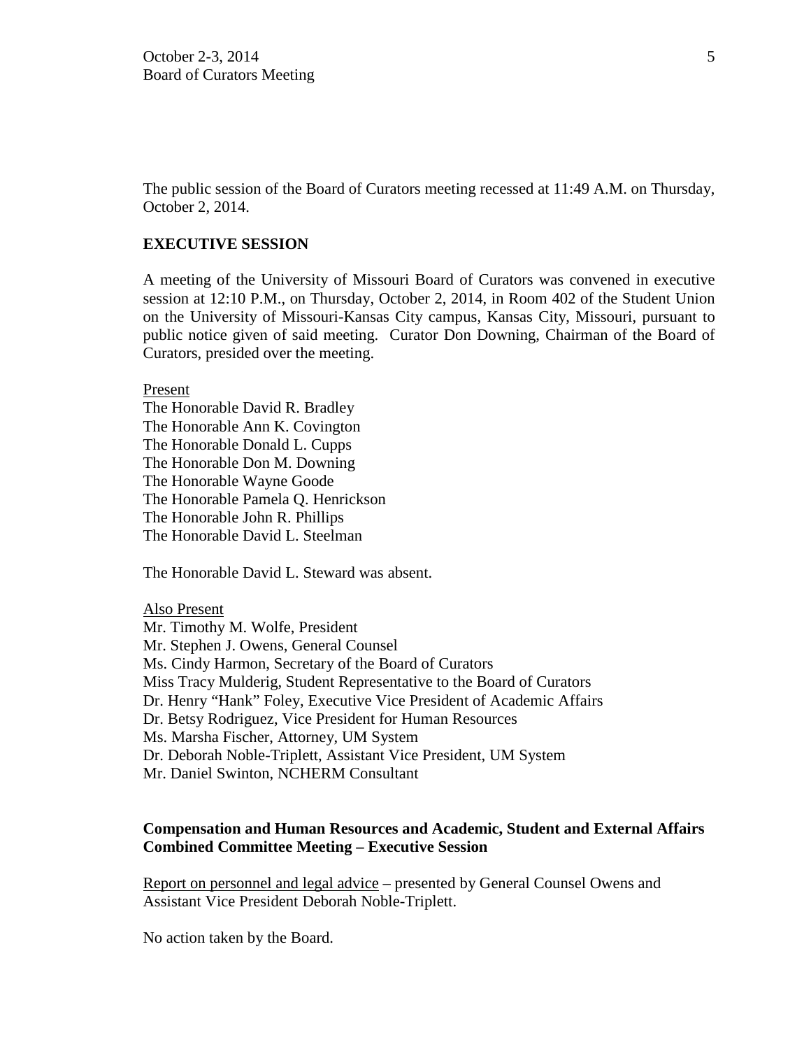The public session of the Board of Curators meeting recessed at 11:49 A.M. on Thursday, October 2, 2014.

## EXECUTIVE SESSION

A meeting of the University of Missouri Board of Curators was convened in executive session at 12:10 P.M., on Thursday, October 2, 2014, in Room 402 of the Student Union on the University of Missouri-Kansas City campus, Kansas City, Missouri, pursuant to public notice given of said meeting. Curator Don Downing, Chairman of the Board of Curators, presided over the meeting.

Present
The Honorable David R. Bradley
The Honorable Ann K. Covington
The Honorable Donald L. Cupps
The Honorable Don M. Downing
The Honorable Wayne Goode
The Honorable Pamela Q. Henrickson
The Honorable John R. Phillips
The Honorable David L. Steelman

The Honorable David L. Steward was absent.

Also Present
Mr. Timothy M. Wolfe, President
Mr. Stephen J. Owens, General Counsel
Ms. Cindy Harmon, Secretary of the Board of Curators
Miss Tracy Mulderig, Student Representative to the Board of Curators
Dr. Henry "Hank" Foley, Executive Vice President of Academic Affairs
Dr. Betsy Rodriguez, Vice President for Human Resources
Ms. Marsha Fischer, Attorney, UM System
Dr. Deborah Noble-Triplett, Assistant Vice President, UM System
Mr. Daniel Swinton, NCHERM Consultant

### Compensation and Human Resources and Academic, Student and External Affairs Combined Committee Meeting – Executive Session

Report on personnel and legal advice – presented by General Counsel Owens and Assistant Vice President Deborah Noble-Triplett.

No action taken by the Board.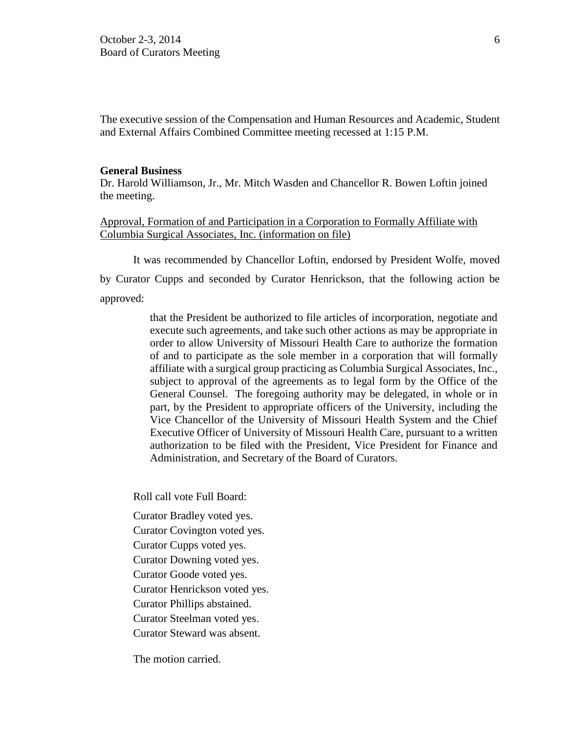The executive session of the Compensation and Human Resources and Academic, Student and External Affairs Combined Committee meeting recessed at 1:15 P.M.

**General Business**

Dr. Harold Williamson, Jr., Mr. Mitch Wasden and Chancellor R. Bowen Loftin joined the meeting.

Approval, Formation of and Participation in a Corporation to Formally Affiliate with Columbia Surgical Associates, Inc. (information on file)

It was recommended by Chancellor Loftin, endorsed by President Wolfe, moved by Curator Cupps and seconded by Curator Henrickson, that the following action be approved:

> that the President be authorized to file articles of incorporation, negotiate and execute such agreements, and take such other actions as may be appropriate in order to allow University of Missouri Health Care to authorize the formation of and to participate as the sole member in a corporation that will formally affiliate with a surgical group practicing as Columbia Surgical Associates, Inc., subject to approval of the agreements as to legal form by the Office of the General Counsel. The foregoing authority may be delegated, in whole or in part, by the President to appropriate officers of the University, including the Vice Chancellor of the University of Missouri Health System and the Chief Executive Officer of University of Missouri Health Care, pursuant to a written authorization to be filed with the President, Vice President for Finance and Administration, and Secretary of the Board of Curators.

Roll call vote Full Board:

Curator Bradley voted yes.
Curator Covington voted yes.
Curator Cupps voted yes.
Curator Downing voted yes.
Curator Goode voted yes.
Curator Henrickson voted yes.
Curator Phillips abstained.
Curator Steelman voted yes.
Curator Steward was absent.

The motion carried.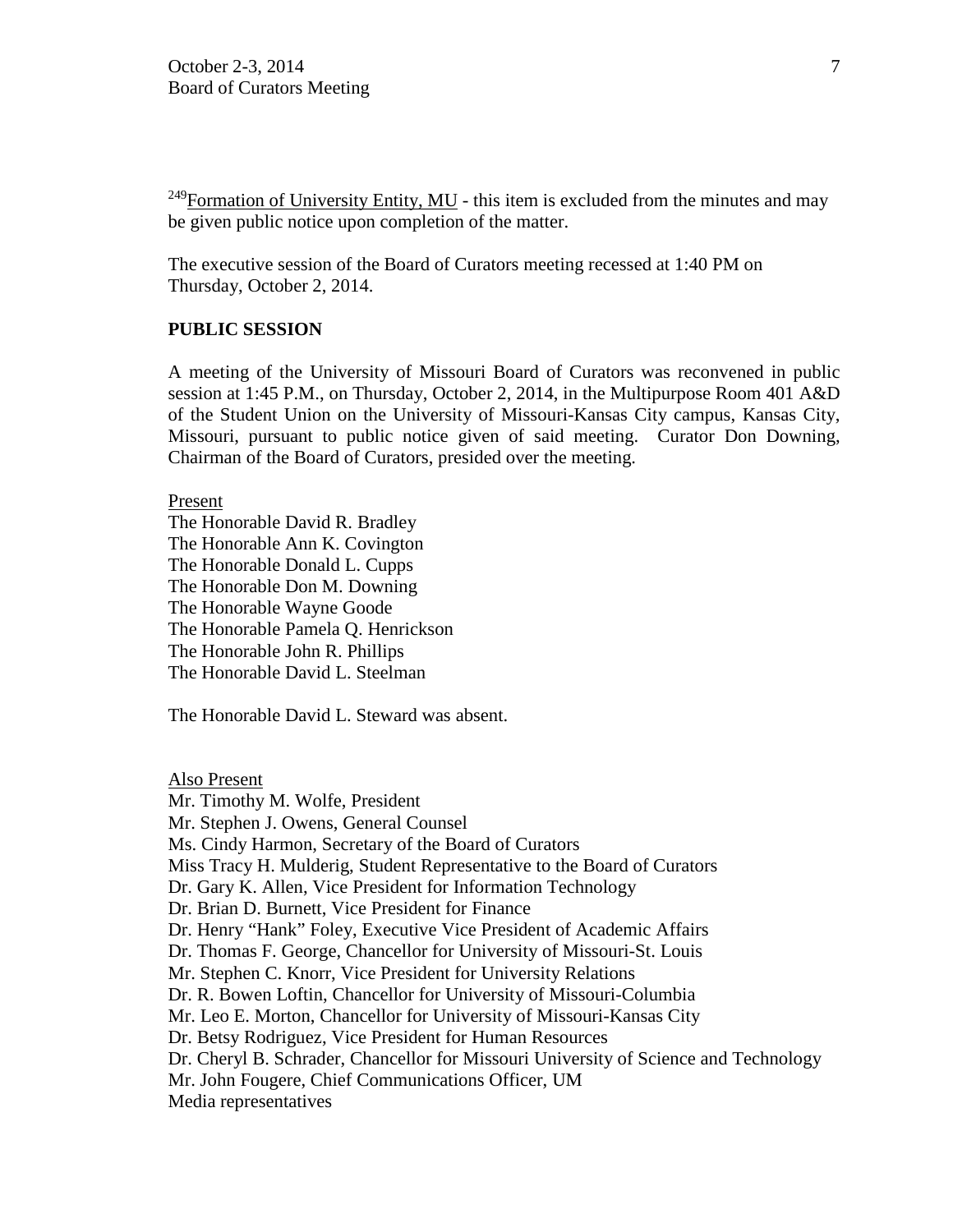[249]Formation of University Entity, MU - this item is excluded from the minutes and may be given public notice upon completion of the matter.

The executive session of the Board of Curators meeting recessed at 1:40 PM on Thursday, October 2, 2014.

**PUBLIC SESSION**

A meeting of the University of Missouri Board of Curators was reconvened in public session at 1:45 P.M., on Thursday, October 2, 2014, in the Multipurpose Room 401 A&D of the Student Union on the University of Missouri-Kansas City campus, Kansas City, Missouri, pursuant to public notice given of said meeting. Curator Don Downing, Chairman of the Board of Curators, presided over the meeting.

Present
The Honorable David R. Bradley
The Honorable Ann K. Covington
The Honorable Donald L. Cupps
The Honorable Don M. Downing
The Honorable Wayne Goode
The Honorable Pamela Q. Henrickson
The Honorable John R. Phillips
The Honorable David L. Steelman

The Honorable David L. Steward was absent.

Also Present
Mr. Timothy M. Wolfe, President
Mr. Stephen J. Owens, General Counsel
Ms. Cindy Harmon, Secretary of the Board of Curators
Miss Tracy H. Mulderig, Student Representative to the Board of Curators
Dr. Gary K. Allen, Vice President for Information Technology
Dr. Brian D. Burnett, Vice President for Finance
Dr. Henry "Hank" Foley, Executive Vice President of Academic Affairs
Dr. Thomas F. George, Chancellor for University of Missouri-St. Louis
Mr. Stephen C. Knorr, Vice President for University Relations
Dr. R. Bowen Loftin, Chancellor for University of Missouri-Columbia
Mr. Leo E. Morton, Chancellor for University of Missouri-Kansas City
Dr. Betsy Rodriguez, Vice President for Human Resources
Dr. Cheryl B. Schrader, Chancellor for Missouri University of Science and Technology
Mr. John Fougere, Chief Communications Officer, UM
Media representatives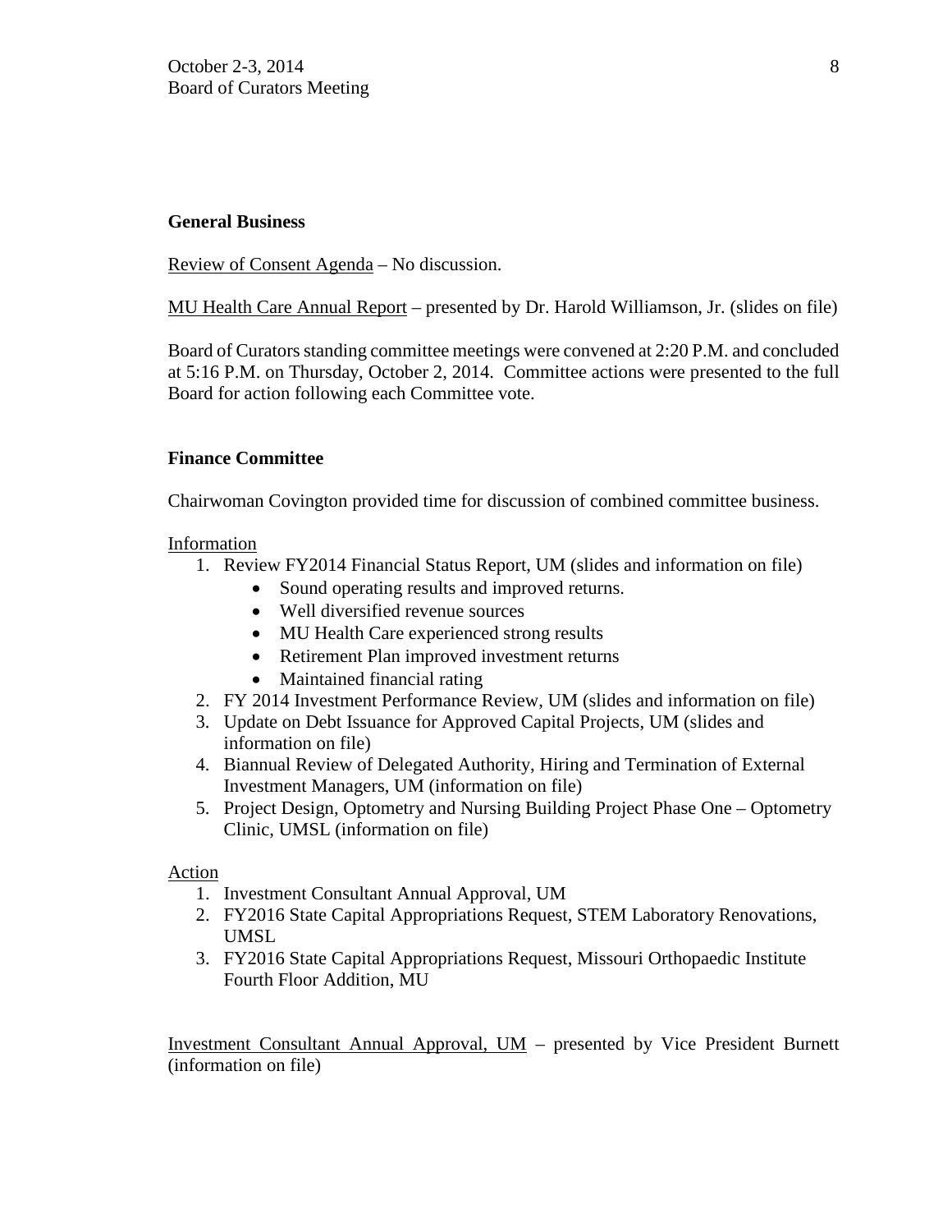**General Business**

Review of Consent Agenda – No discussion.

MU Health Care Annual Report – presented by Dr. Harold Williamson, Jr. (slides on file)

Board of Curators standing committee meetings were convened at 2:20 P.M. and concluded at 5:16 P.M. on Thursday, October 2, 2014. Committee actions were presented to the full Board for action following each Committee vote.

**Finance Committee**

Chairwoman Covington provided time for discussion of combined committee business.

Information

1. Review FY2014 Financial Status Report, UM (slides and information on file)
   - Sound operating results and improved returns.
   - Well diversified revenue sources
   - MU Health Care experienced strong results
   - Retirement Plan improved investment returns
   - Maintained financial rating
2. FY 2014 Investment Performance Review, UM (slides and information on file)
3. Update on Debt Issuance for Approved Capital Projects, UM (slides and information on file)
4. Biannual Review of Delegated Authority, Hiring and Termination of External Investment Managers, UM (information on file)
5. Project Design, Optometry and Nursing Building Project Phase One – Optometry Clinic, UMSL (information on file)

Action

1. Investment Consultant Annual Approval, UM
2. FY2016 State Capital Appropriations Request, STEM Laboratory Renovations, UMSL
3. FY2016 State Capital Appropriations Request, Missouri Orthopaedic Institute Fourth Floor Addition, MU

Investment Consultant Annual Approval, UM – presented by Vice President Burnett (information on file)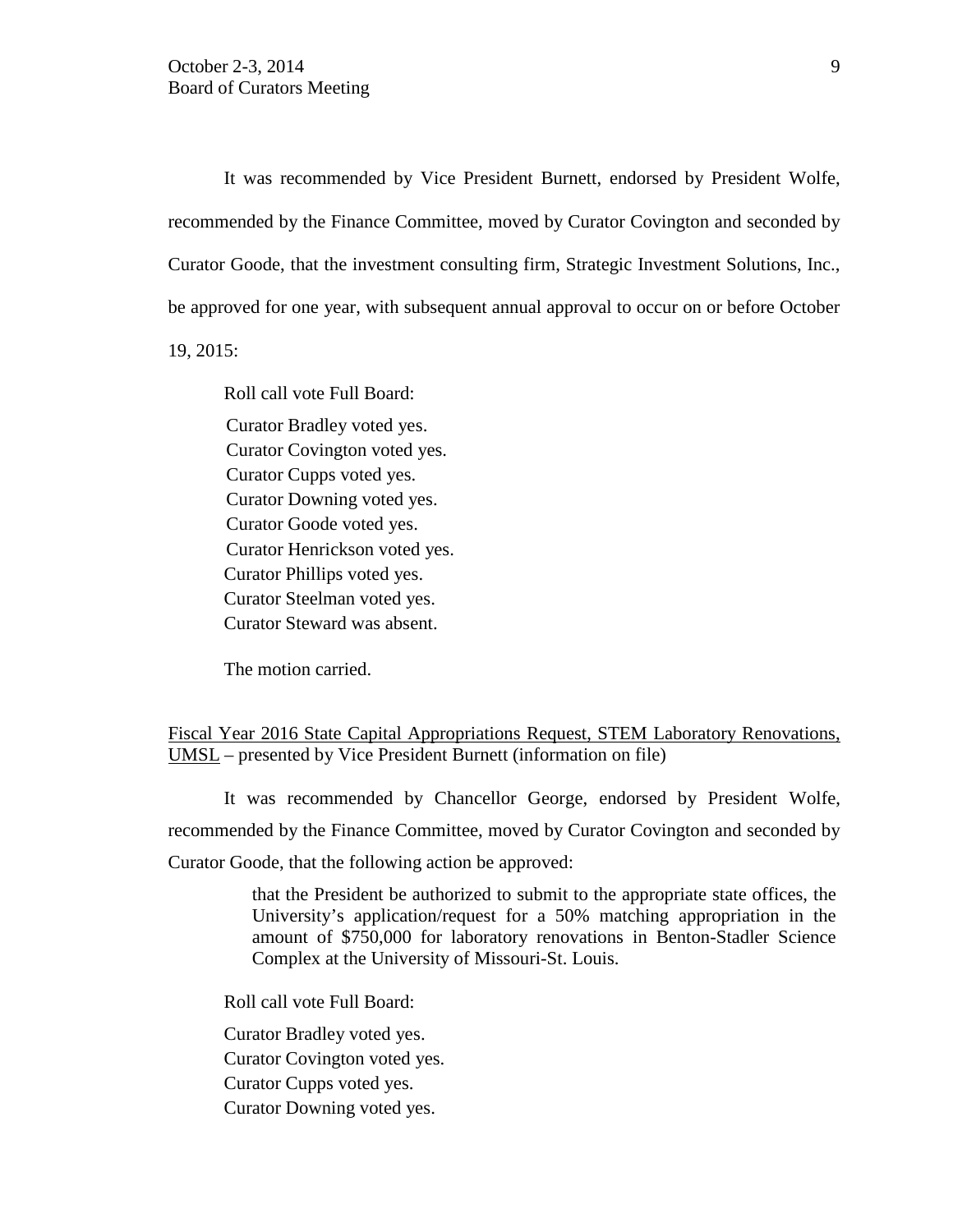It was recommended by Vice President Burnett, endorsed by President Wolfe, recommended by the Finance Committee, moved by Curator Covington and seconded by Curator Goode, that the investment consulting firm, Strategic Investment Solutions, Inc., be approved for one year, with subsequent annual approval to occur on or before October 19, 2015:

Roll call vote Full Board:

Curator Bradley voted yes.
Curator Covington voted yes.
Curator Cupps voted yes.
Curator Downing voted yes.
Curator Goode voted yes.
Curator Henrickson voted yes.
Curator Phillips voted yes.
Curator Steelman voted yes.
Curator Steward was absent.

The motion carried.

<u>Fiscal Year 2016 State Capital Appropriations Request, STEM Laboratory Renovations, UMSL</u> – presented by Vice President Burnett (information on file)

It was recommended by Chancellor George, endorsed by President Wolfe, recommended by the Finance Committee, moved by Curator Covington and seconded by Curator Goode, that the following action be approved:

> that the President be authorized to submit to the appropriate state offices, the University's application/request for a 50% matching appropriation in the amount of $750,000 for laboratory renovations in Benton-Stadler Science Complex at the University of Missouri-St. Louis.

Roll call vote Full Board:

Curator Bradley voted yes.
Curator Covington voted yes.
Curator Cupps voted yes.
Curator Downing voted yes.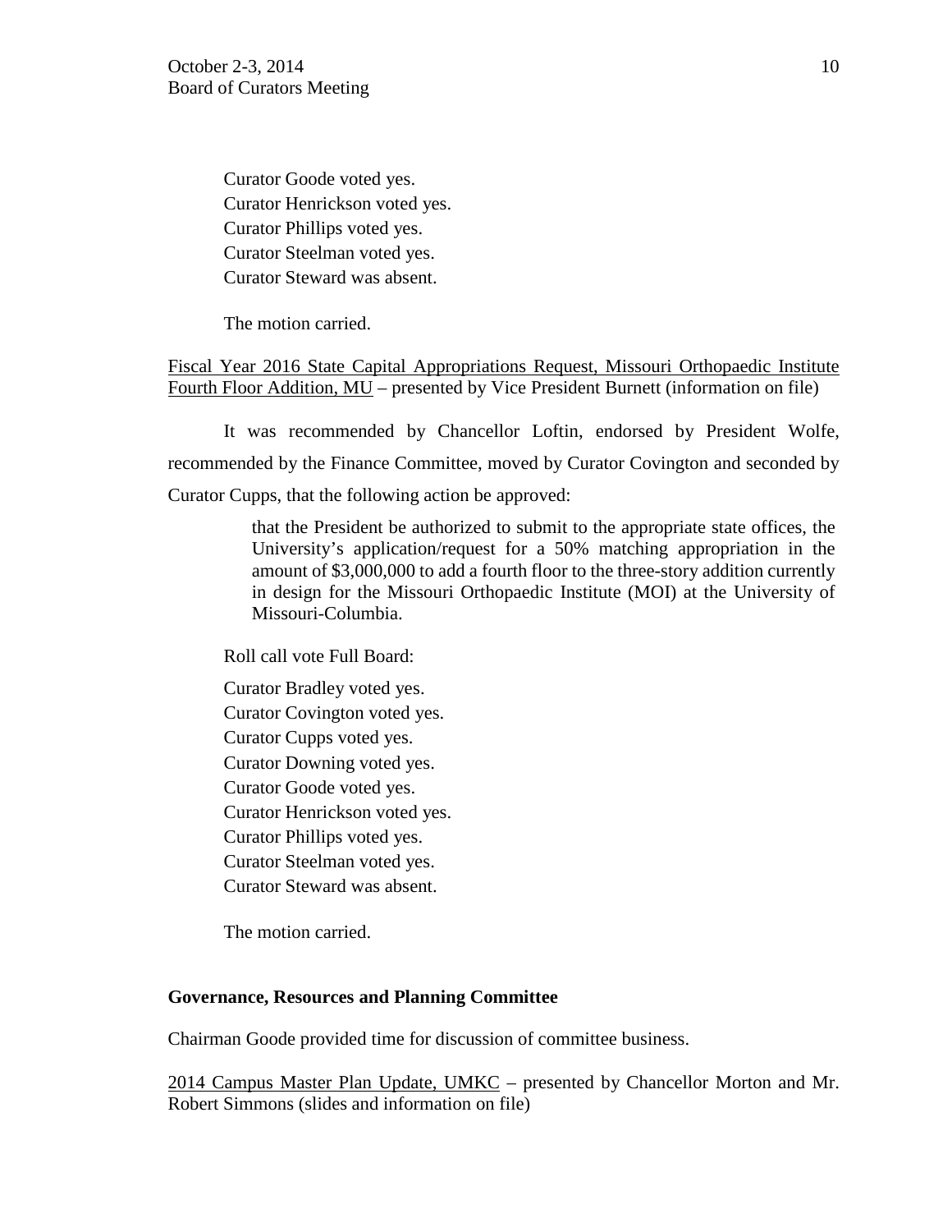Curator Goode voted yes.
Curator Henrickson voted yes.
Curator Phillips voted yes.
Curator Steelman voted yes.
Curator Steward was absent.

The motion carried.

Fiscal Year 2016 State Capital Appropriations Request, Missouri Orthopaedic Institute Fourth Floor Addition, MU – presented by Vice President Burnett (information on file)

It was recommended by Chancellor Loftin, endorsed by President Wolfe, recommended by the Finance Committee, moved by Curator Covington and seconded by Curator Cupps, that the following action be approved:

> that the President be authorized to submit to the appropriate state offices, the University's application/request for a 50% matching appropriation in the amount of $3,000,000 to add a fourth floor to the three-story addition currently in design for the Missouri Orthopaedic Institute (MOI) at the University of Missouri-Columbia.

Roll call vote Full Board:

Curator Bradley voted yes.
Curator Covington voted yes.
Curator Cupps voted yes.
Curator Downing voted yes.
Curator Goode voted yes.
Curator Henrickson voted yes.
Curator Phillips voted yes.
Curator Steelman voted yes.
Curator Steward was absent.

The motion carried.

**Governance, Resources and Planning Committee**

Chairman Goode provided time for discussion of committee business.

2014 Campus Master Plan Update, UMKC – presented by Chancellor Morton and Mr. Robert Simmons (slides and information on file)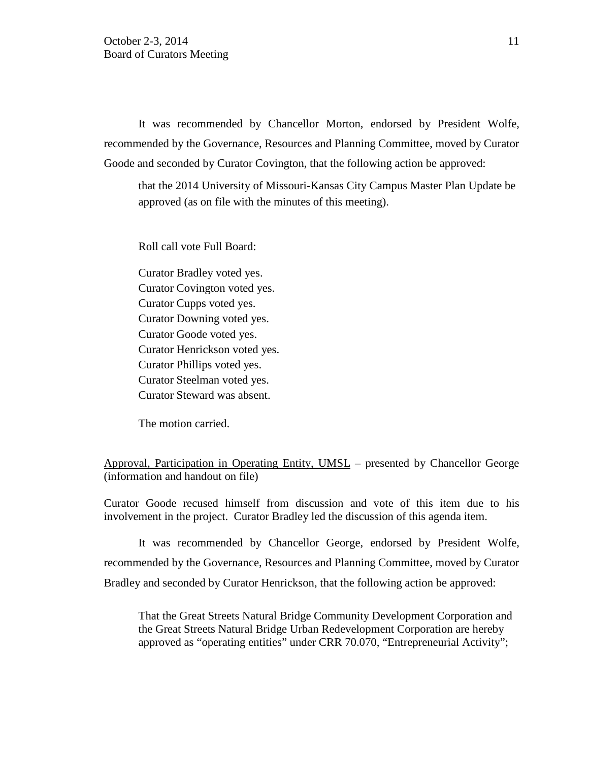It was recommended by Chancellor Morton, endorsed by President Wolfe, recommended by the Governance, Resources and Planning Committee, moved by Curator Goode and seconded by Curator Covington, that the following action be approved:

> that the 2014 University of Missouri-Kansas City Campus Master Plan Update be approved (as on file with the minutes of this meeting).

Roll call vote Full Board:

Curator Bradley voted yes.
Curator Covington voted yes.
Curator Cupps voted yes.
Curator Downing voted yes.
Curator Goode voted yes.
Curator Henrickson voted yes.
Curator Phillips voted yes.
Curator Steelman voted yes.
Curator Steward was absent.

The motion carried.

<u>Approval, Participation in Operating Entity, UMSL</u> – presented by Chancellor George (information and handout on file)

Curator Goode recused himself from discussion and vote of this item due to his involvement in the project. Curator Bradley led the discussion of this agenda item.

It was recommended by Chancellor George, endorsed by President Wolfe, recommended by the Governance, Resources and Planning Committee, moved by Curator Bradley and seconded by Curator Henrickson, that the following action be approved:

> That the Great Streets Natural Bridge Community Development Corporation and the Great Streets Natural Bridge Urban Redevelopment Corporation are hereby approved as "operating entities" under CRR 70.070, "Entrepreneurial Activity";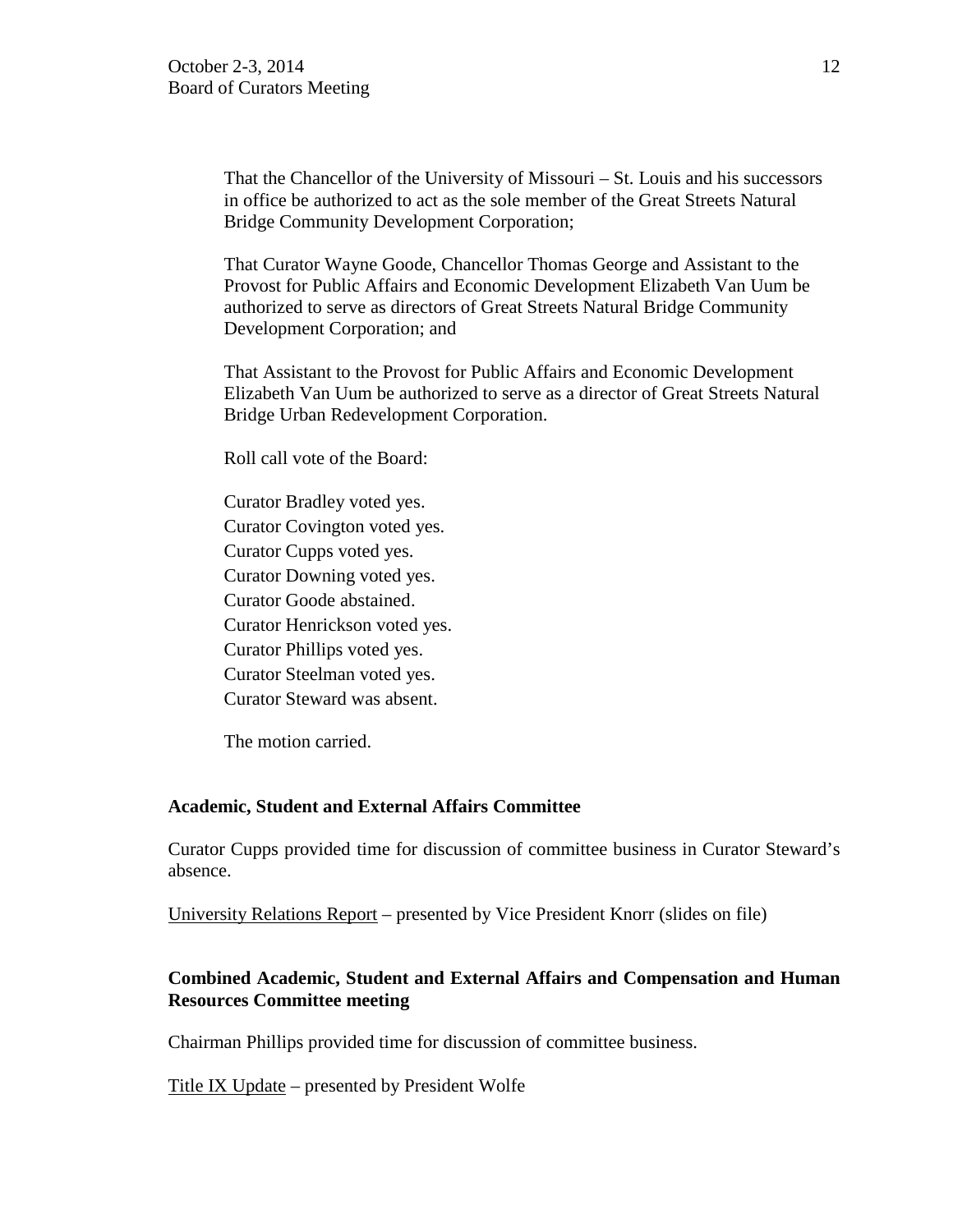That the Chancellor of the University of Missouri – St. Louis and his successors in office be authorized to act as the sole member of the Great Streets Natural Bridge Community Development Corporation;

That Curator Wayne Goode, Chancellor Thomas George and Assistant to the Provost for Public Affairs and Economic Development Elizabeth Van Uum be authorized to serve as directors of Great Streets Natural Bridge Community Development Corporation; and

That Assistant to the Provost for Public Affairs and Economic Development Elizabeth Van Uum be authorized to serve as a director of Great Streets Natural Bridge Urban Redevelopment Corporation.

Roll call vote of the Board:

Curator Bradley voted yes.
Curator Covington voted yes.
Curator Cupps voted yes.
Curator Downing voted yes.
Curator Goode abstained.
Curator Henrickson voted yes.
Curator Phillips voted yes.
Curator Steelman voted yes.
Curator Steward was absent.

The motion carried.

**Academic, Student and External Affairs Committee**

Curator Cupps provided time for discussion of committee business in Curator Steward's absence.

University Relations Report – presented by Vice President Knorr (slides on file)

**Combined Academic, Student and External Affairs and Compensation and Human Resources Committee meeting**

Chairman Phillips provided time for discussion of committee business.

Title IX Update – presented by President Wolfe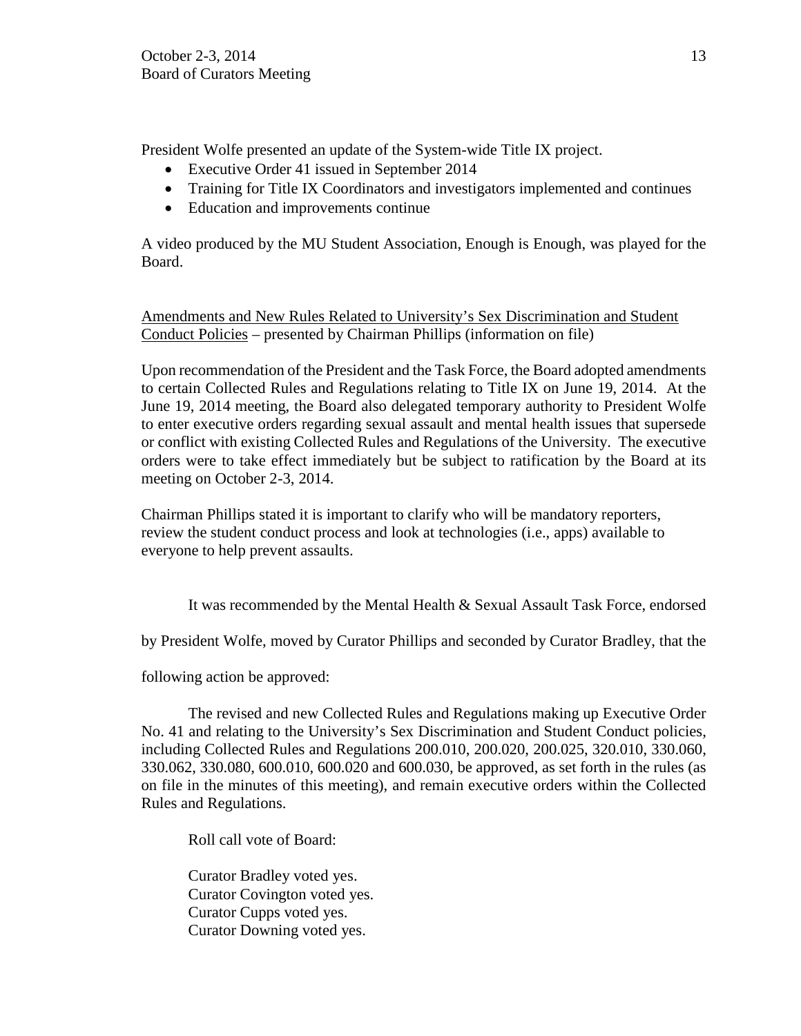President Wolfe presented an update of the System-wide Title IX project.

- Executive Order 41 issued in September 2014
- Training for Title IX Coordinators and investigators implemented and continues
- Education and improvements continue

A video produced by the MU Student Association, Enough is Enough, was played for the Board.

<u>Amendments and New Rules Related to University's Sex Discrimination and Student Conduct Policies</u> – presented by Chairman Phillips (information on file)

Upon recommendation of the President and the Task Force, the Board adopted amendments to certain Collected Rules and Regulations relating to Title IX on June 19, 2014. At the June 19, 2014 meeting, the Board also delegated temporary authority to President Wolfe to enter executive orders regarding sexual assault and mental health issues that supersede or conflict with existing Collected Rules and Regulations of the University. The executive orders were to take effect immediately but be subject to ratification by the Board at its meeting on October 2-3, 2014.

Chairman Phillips stated it is important to clarify who will be mandatory reporters, review the student conduct process and look at technologies (i.e., apps) available to everyone to help prevent assaults.

It was recommended by the Mental Health & Sexual Assault Task Force, endorsed by President Wolfe, moved by Curator Phillips and seconded by Curator Bradley, that the following action be approved:

The revised and new Collected Rules and Regulations making up Executive Order No. 41 and relating to the University's Sex Discrimination and Student Conduct policies, including Collected Rules and Regulations 200.010, 200.020, 200.025, 320.010, 330.060, 330.062, 330.080, 600.010, 600.020 and 600.030, be approved, as set forth in the rules (as on file in the minutes of this meeting), and remain executive orders within the Collected Rules and Regulations.

Roll call vote of Board:

Curator Bradley voted yes.
Curator Covington voted yes.
Curator Cupps voted yes.
Curator Downing voted yes.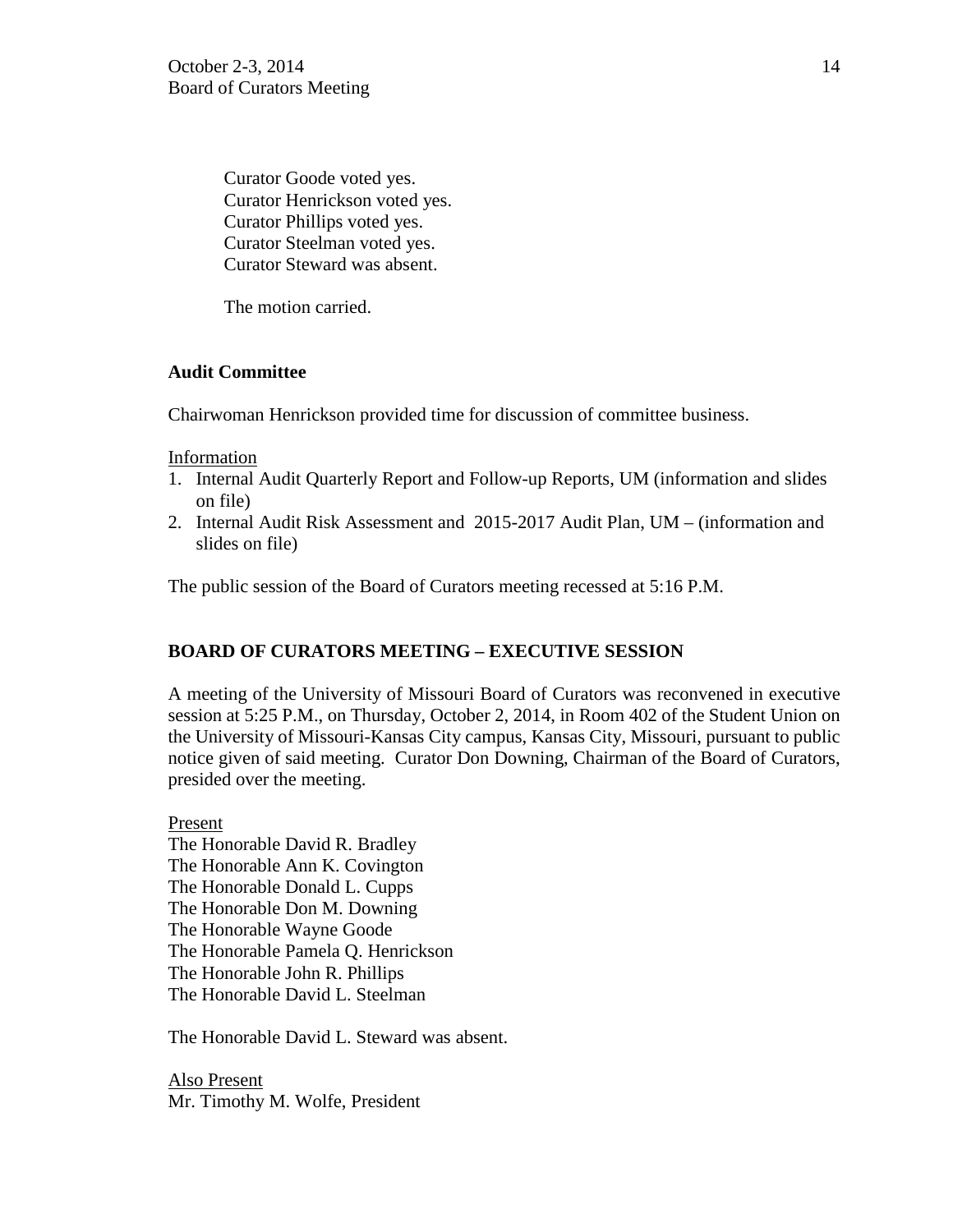Curator Goode voted yes.
Curator Henrickson voted yes.
Curator Phillips voted yes.
Curator Steelman voted yes.
Curator Steward was absent.

The motion carried.

**Audit Committee**

Chairwoman Henrickson provided time for discussion of committee business.

Information

1. Internal Audit Quarterly Report and Follow-up Reports, UM (information and slides on file)
2. Internal Audit Risk Assessment and 2015-2017 Audit Plan, UM – (information and slides on file)

The public session of the Board of Curators meeting recessed at 5:16 P.M.

**BOARD OF CURATORS MEETING – EXECUTIVE SESSION**

A meeting of the University of Missouri Board of Curators was reconvened in executive session at 5:25 P.M., on Thursday, October 2, 2014, in Room 402 of the Student Union on the University of Missouri-Kansas City campus, Kansas City, Missouri, pursuant to public notice given of said meeting. Curator Don Downing, Chairman of the Board of Curators, presided over the meeting.

Present
The Honorable David R. Bradley
The Honorable Ann K. Covington
The Honorable Donald L. Cupps
The Honorable Don M. Downing
The Honorable Wayne Goode
The Honorable Pamela Q. Henrickson
The Honorable John R. Phillips
The Honorable David L. Steelman

The Honorable David L. Steward was absent.

Also Present
Mr. Timothy M. Wolfe, President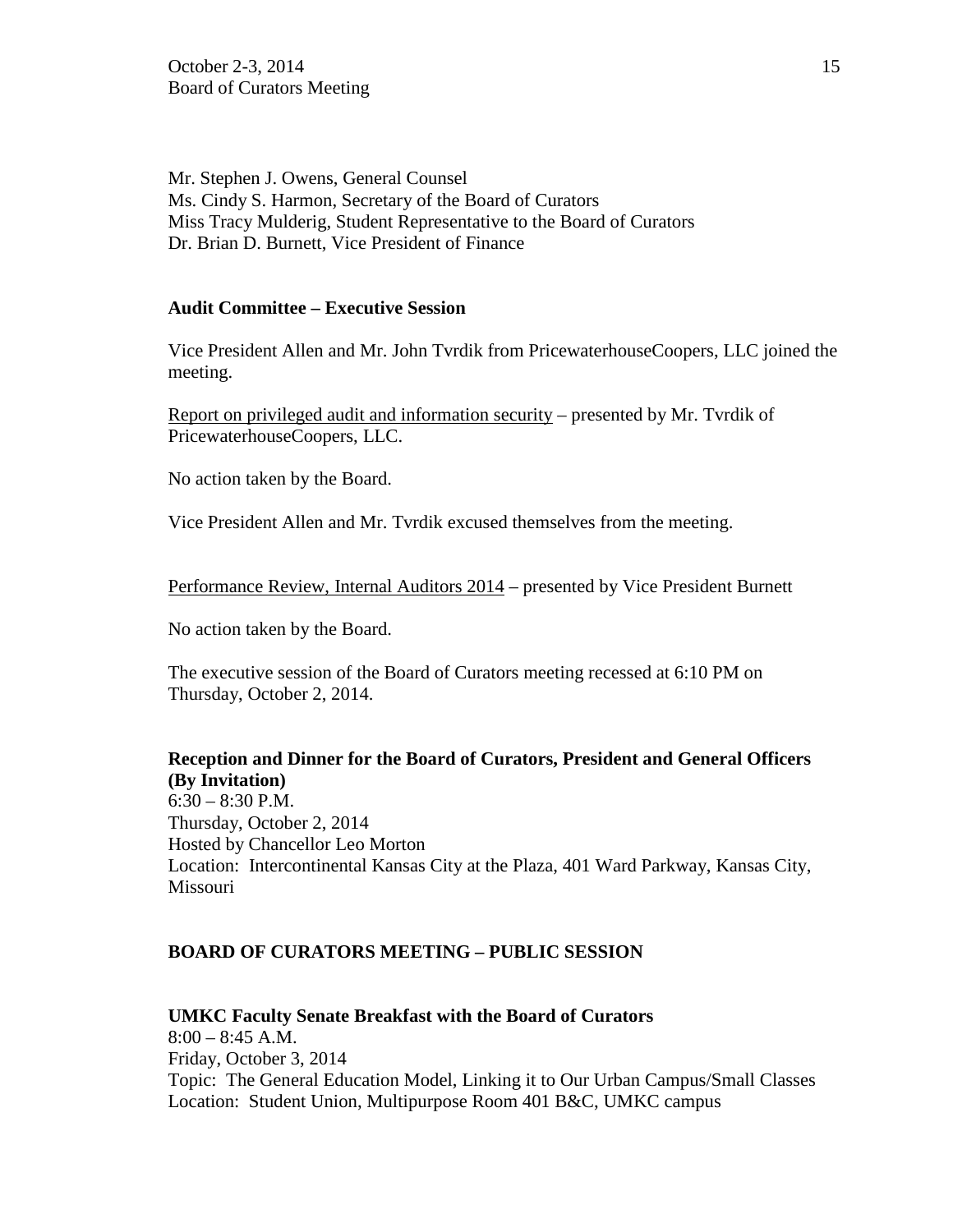Mr. Stephen J. Owens, General Counsel
Ms. Cindy S. Harmon, Secretary of the Board of Curators
Miss Tracy Mulderig, Student Representative to the Board of Curators
Dr. Brian D. Burnett, Vice President of Finance

**Audit Committee – Executive Session**

Vice President Allen and Mr. John Tvrdik from PricewaterhouseCoopers, LLC joined the meeting.

Report on privileged audit and information security – presented by Mr. Tvrdik of PricewaterhouseCoopers, LLC.

No action taken by the Board.

Vice President Allen and Mr. Tvrdik excused themselves from the meeting.

Performance Review, Internal Auditors 2014 – presented by Vice President Burnett

No action taken by the Board.

The executive session of the Board of Curators meeting recessed at 6:10 PM on Thursday, October 2, 2014.

**Reception and Dinner for the Board of Curators, President and General Officers (By Invitation)**
6:30 – 8:30 P.M.
Thursday, October 2, 2014
Hosted by Chancellor Leo Morton
Location: Intercontinental Kansas City at the Plaza, 401 Ward Parkway, Kansas City, Missouri

**BOARD OF CURATORS MEETING – PUBLIC SESSION**

**UMKC Faculty Senate Breakfast with the Board of Curators**
8:00 – 8:45 A.M.
Friday, October 3, 2014
Topic: The General Education Model, Linking it to Our Urban Campus/Small Classes
Location: Student Union, Multipurpose Room 401 B&C, UMKC campus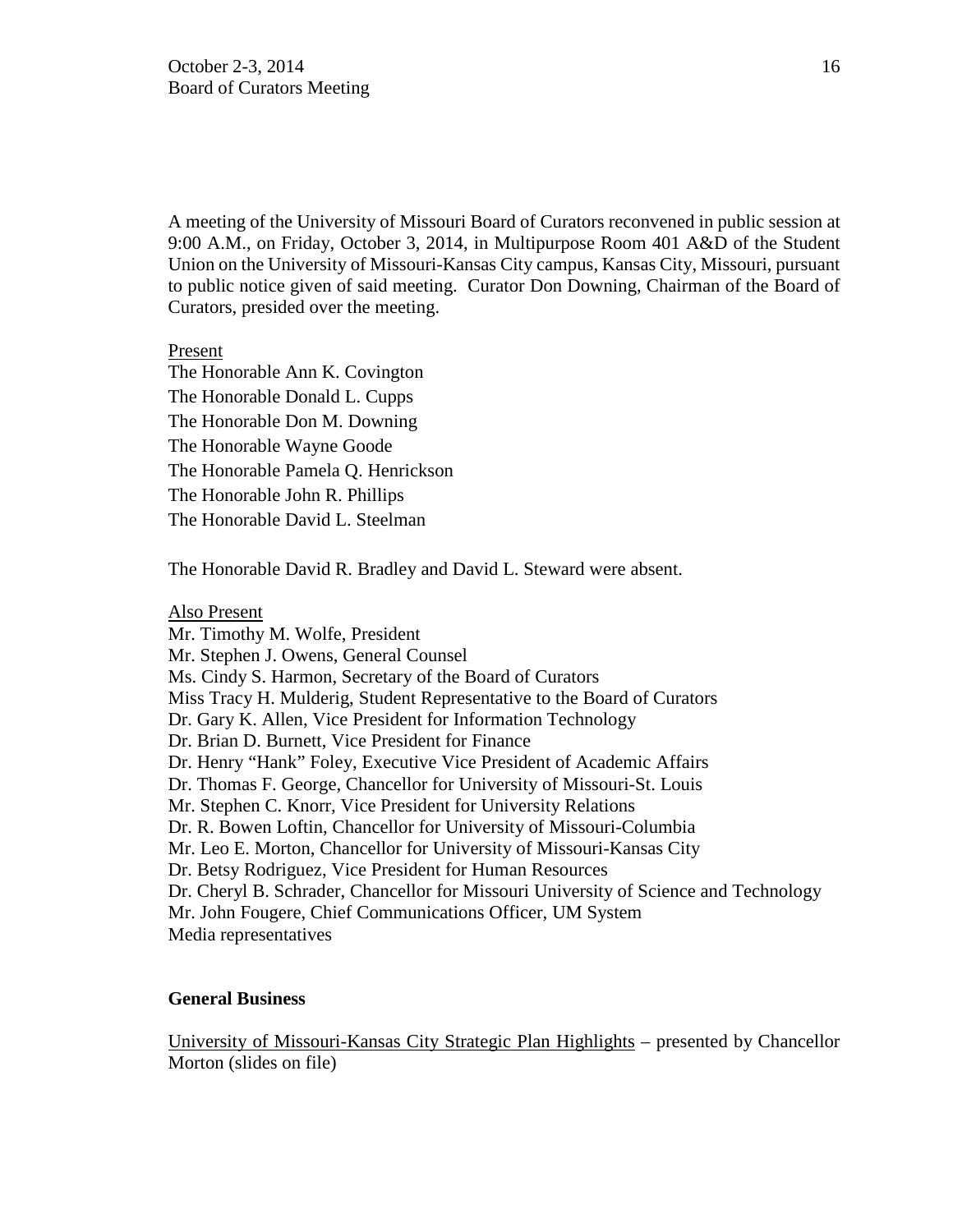A meeting of the University of Missouri Board of Curators reconvened in public session at 9:00 A.M., on Friday, October 3, 2014, in Multipurpose Room 401 A&D of the Student Union on the University of Missouri-Kansas City campus, Kansas City, Missouri, pursuant to public notice given of said meeting. Curator Don Downing, Chairman of the Board of Curators, presided over the meeting.

Present

The Honorable Ann K. Covington
The Honorable Donald L. Cupps
The Honorable Don M. Downing
The Honorable Wayne Goode
The Honorable Pamela Q. Henrickson
The Honorable John R. Phillips
The Honorable David L. Steelman

The Honorable David R. Bradley and David L. Steward were absent.

Also Present

Mr. Timothy M. Wolfe, President
Mr. Stephen J. Owens, General Counsel
Ms. Cindy S. Harmon, Secretary of the Board of Curators
Miss Tracy H. Mulderig, Student Representative to the Board of Curators
Dr. Gary K. Allen, Vice President for Information Technology
Dr. Brian D. Burnett, Vice President for Finance
Dr. Henry "Hank" Foley, Executive Vice President of Academic Affairs
Dr. Thomas F. George, Chancellor for University of Missouri-St. Louis
Mr. Stephen C. Knorr, Vice President for University Relations
Dr. R. Bowen Loftin, Chancellor for University of Missouri-Columbia
Mr. Leo E. Morton, Chancellor for University of Missouri-Kansas City
Dr. Betsy Rodriguez, Vice President for Human Resources
Dr. Cheryl B. Schrader, Chancellor for Missouri University of Science and Technology
Mr. John Fougere, Chief Communications Officer, UM System
Media representatives

**General Business**

University of Missouri-Kansas City Strategic Plan Highlights – presented by Chancellor Morton (slides on file)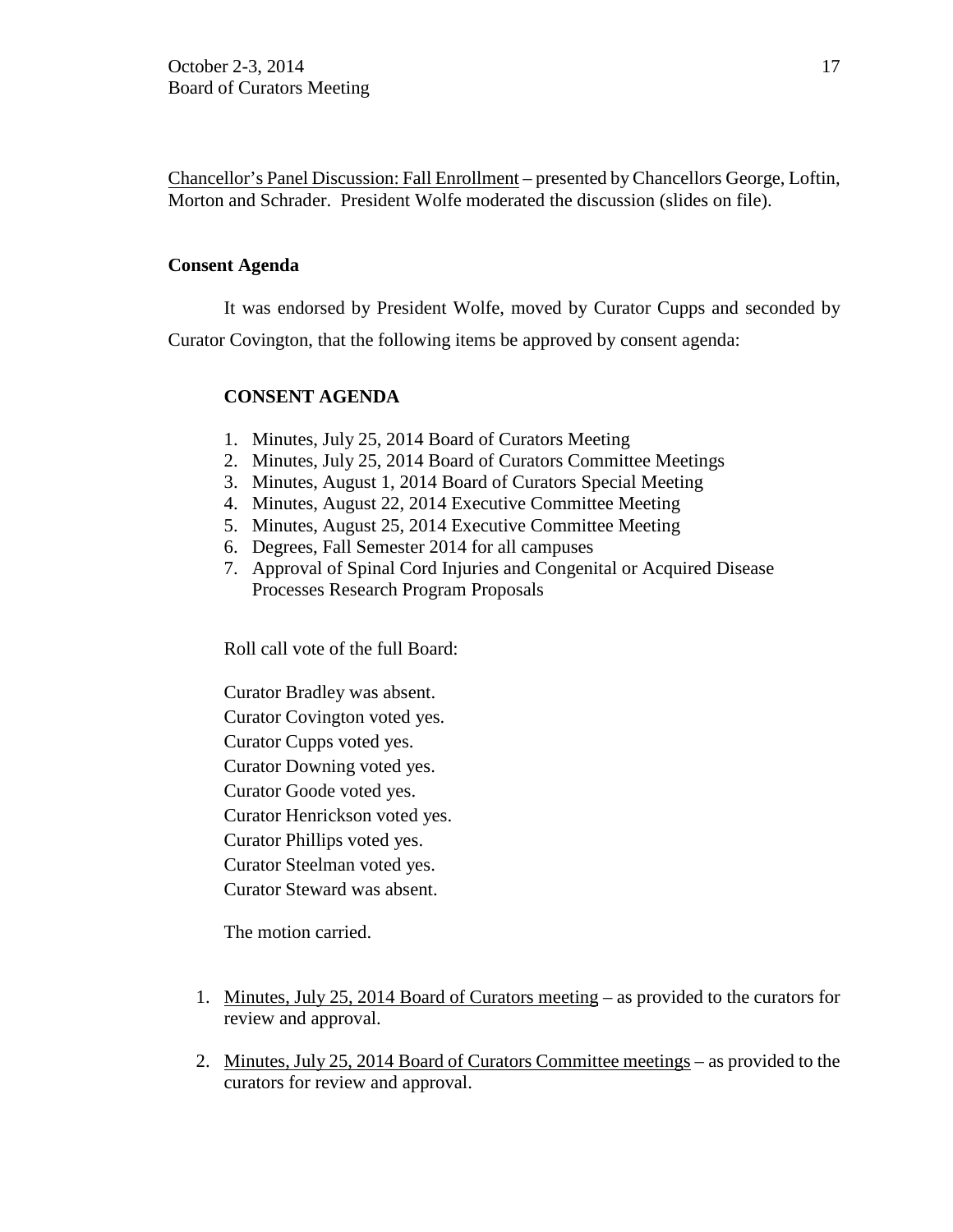Chancellor's Panel Discussion: Fall Enrollment – presented by Chancellors George, Loftin, Morton and Schrader. President Wolfe moderated the discussion (slides on file).

**Consent Agenda**

It was endorsed by President Wolfe, moved by Curator Cupps and seconded by Curator Covington, that the following items be approved by consent agenda:

**CONSENT AGENDA**

1. Minutes, July 25, 2014 Board of Curators Meeting
2. Minutes, July 25, 2014 Board of Curators Committee Meetings
3. Minutes, August 1, 2014 Board of Curators Special Meeting
4. Minutes, August 22, 2014 Executive Committee Meeting
5. Minutes, August 25, 2014 Executive Committee Meeting
6. Degrees, Fall Semester 2014 for all campuses
7. Approval of Spinal Cord Injuries and Congenital or Acquired Disease Processes Research Program Proposals

Roll call vote of the full Board:

Curator Bradley was absent.
Curator Covington voted yes.
Curator Cupps voted yes.
Curator Downing voted yes.
Curator Goode voted yes.
Curator Henrickson voted yes.
Curator Phillips voted yes.
Curator Steelman voted yes.
Curator Steward was absent.

The motion carried.

1. Minutes, July 25, 2014 Board of Curators meeting – as provided to the curators for review and approval.
2. Minutes, July 25, 2014 Board of Curators Committee meetings – as provided to the curators for review and approval.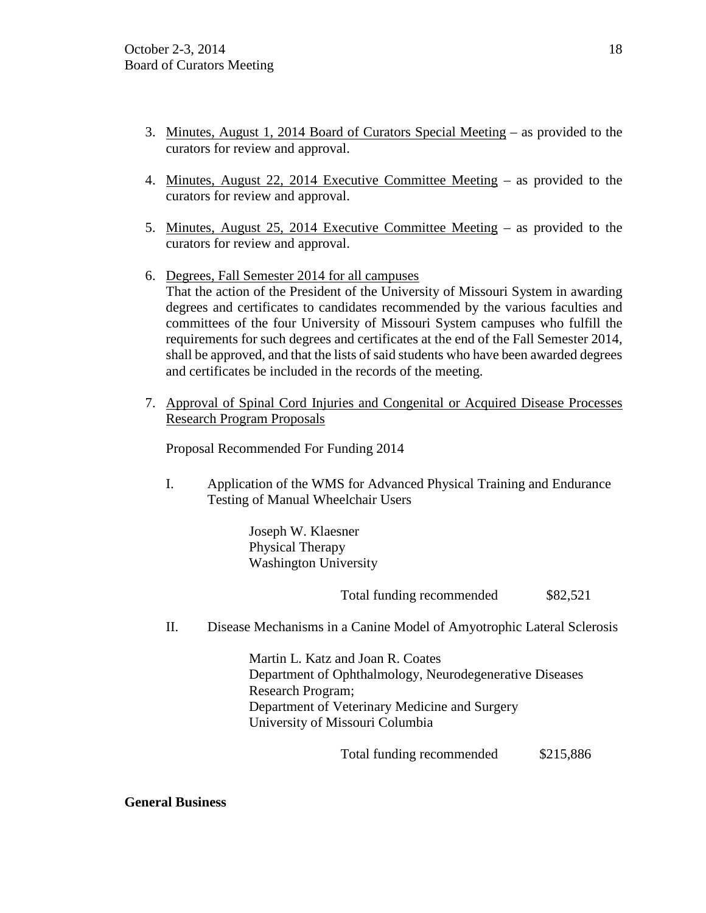3. Minutes, August 1, 2014 Board of Curators Special Meeting – as provided to the curators for review and approval.

4. Minutes, August 22, 2014 Executive Committee Meeting – as provided to the curators for review and approval.

5. Minutes, August 25, 2014 Executive Committee Meeting – as provided to the curators for review and approval.

6. Degrees, Fall Semester 2014 for all campuses
   That the action of the President of the University of Missouri System in awarding degrees and certificates to candidates recommended by the various faculties and committees of the four University of Missouri System campuses who fulfill the requirements for such degrees and certificates at the end of the Fall Semester 2014, shall be approved, and that the lists of said students who have been awarded degrees and certificates be included in the records of the meeting.

7. Approval of Spinal Cord Injuries and Congenital or Acquired Disease Processes Research Program Proposals

   Proposal Recommended For Funding 2014

   I. Application of the WMS for Advanced Physical Training and Endurance Testing of Manual Wheelchair Users

      Joseph W. Klaesner
      Physical Therapy
      Washington University

      Total funding recommended $82,521

   II. Disease Mechanisms in a Canine Model of Amyotrophic Lateral Sclerosis

      Martin L. Katz and Joan R. Coates
      Department of Ophthalmology, Neurodegenerative Diseases Research Program;
      Department of Veterinary Medicine and Surgery
      University of Missouri Columbia

      Total funding recommended $215,886

**General Business**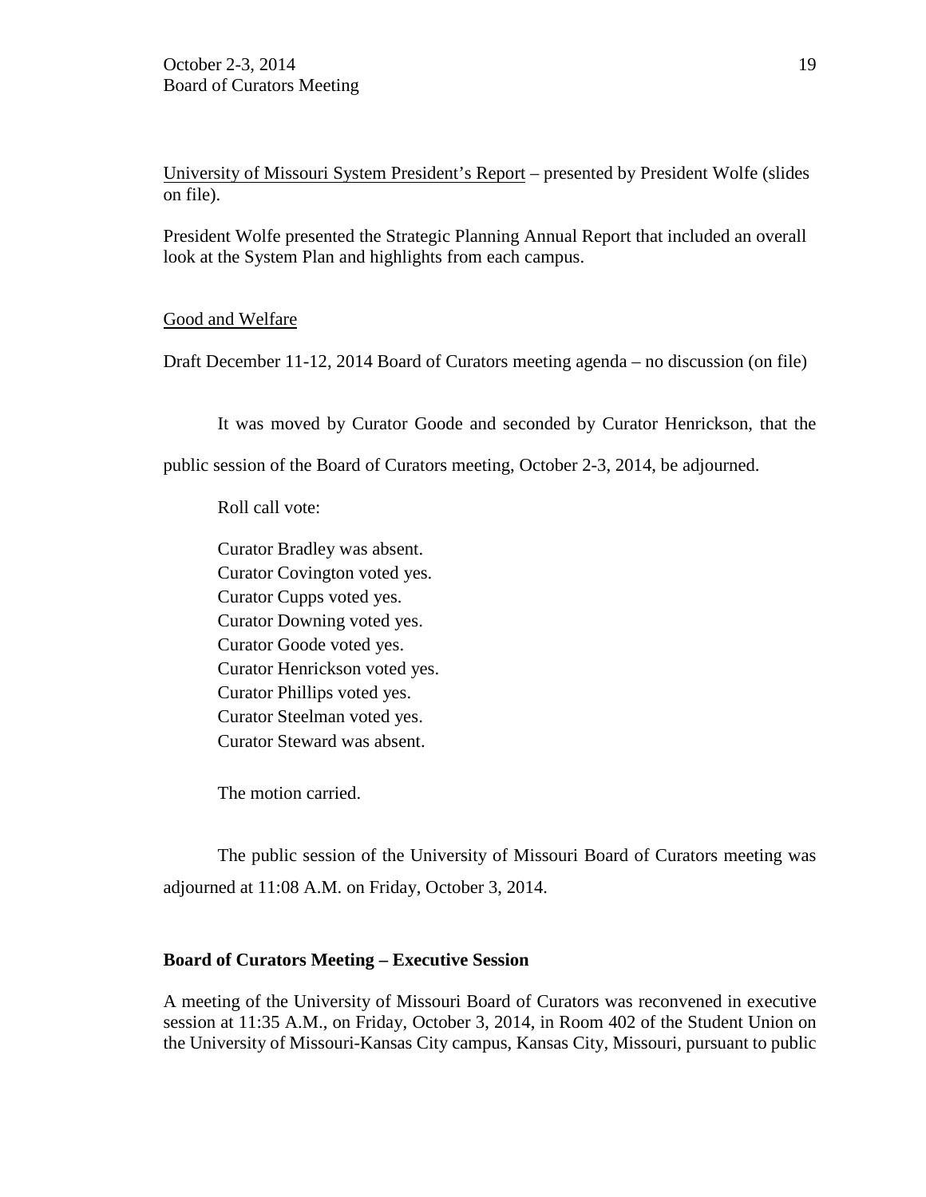University of Missouri System President's Report – presented by President Wolfe (slides on file).

President Wolfe presented the Strategic Planning Annual Report that included an overall look at the System Plan and highlights from each campus.

Good and Welfare

Draft December 11-12, 2014 Board of Curators meeting agenda – no discussion (on file)

It was moved by Curator Goode and seconded by Curator Henrickson, that the public session of the Board of Curators meeting, October 2-3, 2014, be adjourned.

Roll call vote:

Curator Bradley was absent.
Curator Covington voted yes.
Curator Cupps voted yes.
Curator Downing voted yes.
Curator Goode voted yes.
Curator Henrickson voted yes.
Curator Phillips voted yes.
Curator Steelman voted yes.
Curator Steward was absent.

The motion carried.

The public session of the University of Missouri Board of Curators meeting was adjourned at 11:08 A.M. on Friday, October 3, 2014.

**Board of Curators Meeting – Executive Session**

A meeting of the University of Missouri Board of Curators was reconvened in executive session at 11:35 A.M., on Friday, October 3, 2014, in Room 402 of the Student Union on the University of Missouri-Kansas City campus, Kansas City, Missouri, pursuant to public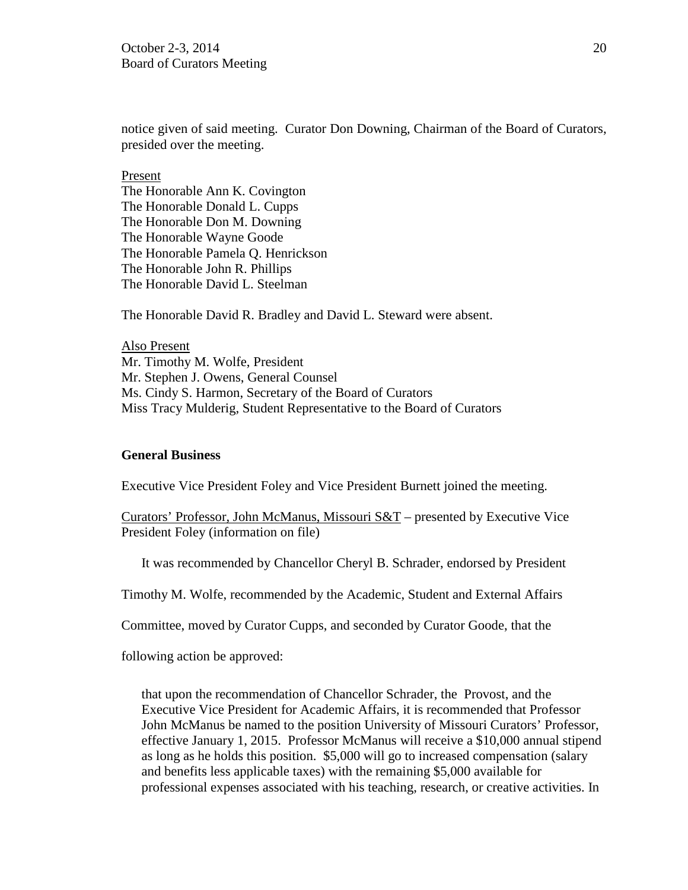notice given of said meeting. Curator Don Downing, Chairman of the Board of Curators, presided over the meeting.

Present
The Honorable Ann K. Covington
The Honorable Donald L. Cupps
The Honorable Don M. Downing
The Honorable Wayne Goode
The Honorable Pamela Q. Henrickson
The Honorable John R. Phillips
The Honorable David L. Steelman

The Honorable David R. Bradley and David L. Steward were absent.

Also Present
Mr. Timothy M. Wolfe, President
Mr. Stephen J. Owens, General Counsel
Ms. Cindy S. Harmon, Secretary of the Board of Curators
Miss Tracy Mulderig, Student Representative to the Board of Curators

**General Business**

Executive Vice President Foley and Vice President Burnett joined the meeting.

Curators' Professor, John McManus, Missouri S&T – presented by Executive Vice President Foley (information on file)

It was recommended by Chancellor Cheryl B. Schrader, endorsed by President Timothy M. Wolfe, recommended by the Academic, Student and External Affairs Committee, moved by Curator Cupps, and seconded by Curator Goode, that the following action be approved:

> that upon the recommendation of Chancellor Schrader, the Provost, and the Executive Vice President for Academic Affairs, it is recommended that Professor John McManus be named to the position University of Missouri Curators' Professor, effective January 1, 2015. Professor McManus will receive a $10,000 annual stipend as long as he holds this position. $5,000 will go to increased compensation (salary and benefits less applicable taxes) with the remaining $5,000 available for professional expenses associated with his teaching, research, or creative activities. In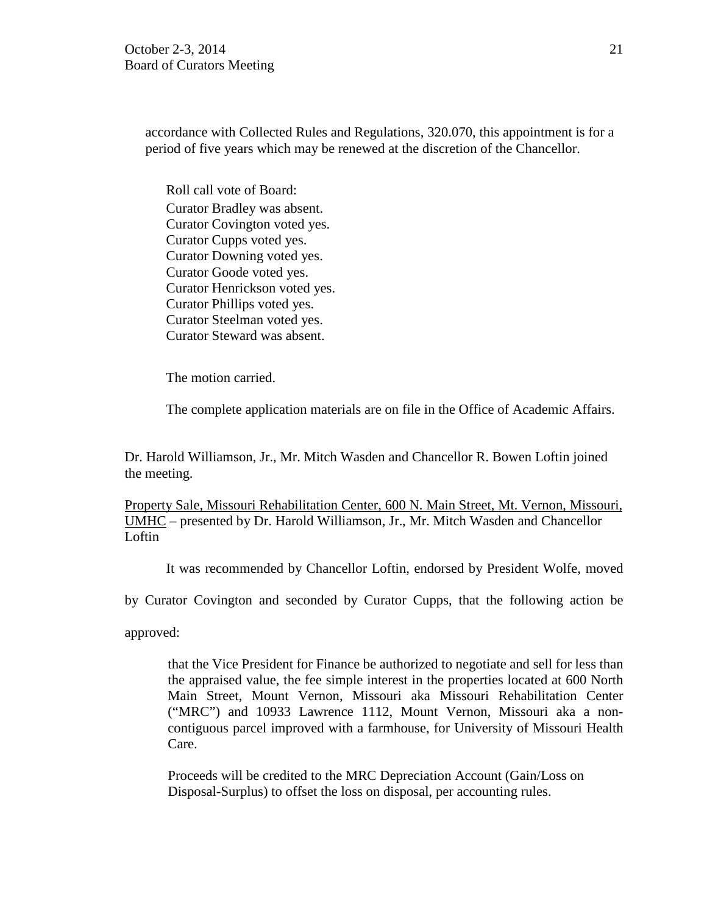accordance with Collected Rules and Regulations, 320.070, this appointment is for a period of five years which may be renewed at the discretion of the Chancellor.

Roll call vote of Board:
Curator Bradley was absent.
Curator Covington voted yes.
Curator Cupps voted yes.
Curator Downing voted yes.
Curator Goode voted yes.
Curator Henrickson voted yes.
Curator Phillips voted yes.
Curator Steelman voted yes.
Curator Steward was absent.

The motion carried.

The complete application materials are on file in the Office of Academic Affairs.

Dr. Harold Williamson, Jr., Mr. Mitch Wasden and Chancellor R. Bowen Loftin joined the meeting.

Property Sale, Missouri Rehabilitation Center, 600 N. Main Street, Mt. Vernon, Missouri, UMHC – presented by Dr. Harold Williamson, Jr., Mr. Mitch Wasden and Chancellor Loftin

It was recommended by Chancellor Loftin, endorsed by President Wolfe, moved by Curator Covington and seconded by Curator Cupps, that the following action be approved:

> that the Vice President for Finance be authorized to negotiate and sell for less than the appraised value, the fee simple interest in the properties located at 600 North Main Street, Mount Vernon, Missouri aka Missouri Rehabilitation Center ("MRC") and 10933 Lawrence 1112, Mount Vernon, Missouri aka a non-contiguous parcel improved with a farmhouse, for University of Missouri Health Care.
>
> Proceeds will be credited to the MRC Depreciation Account (Gain/Loss on Disposal-Surplus) to offset the loss on disposal, per accounting rules.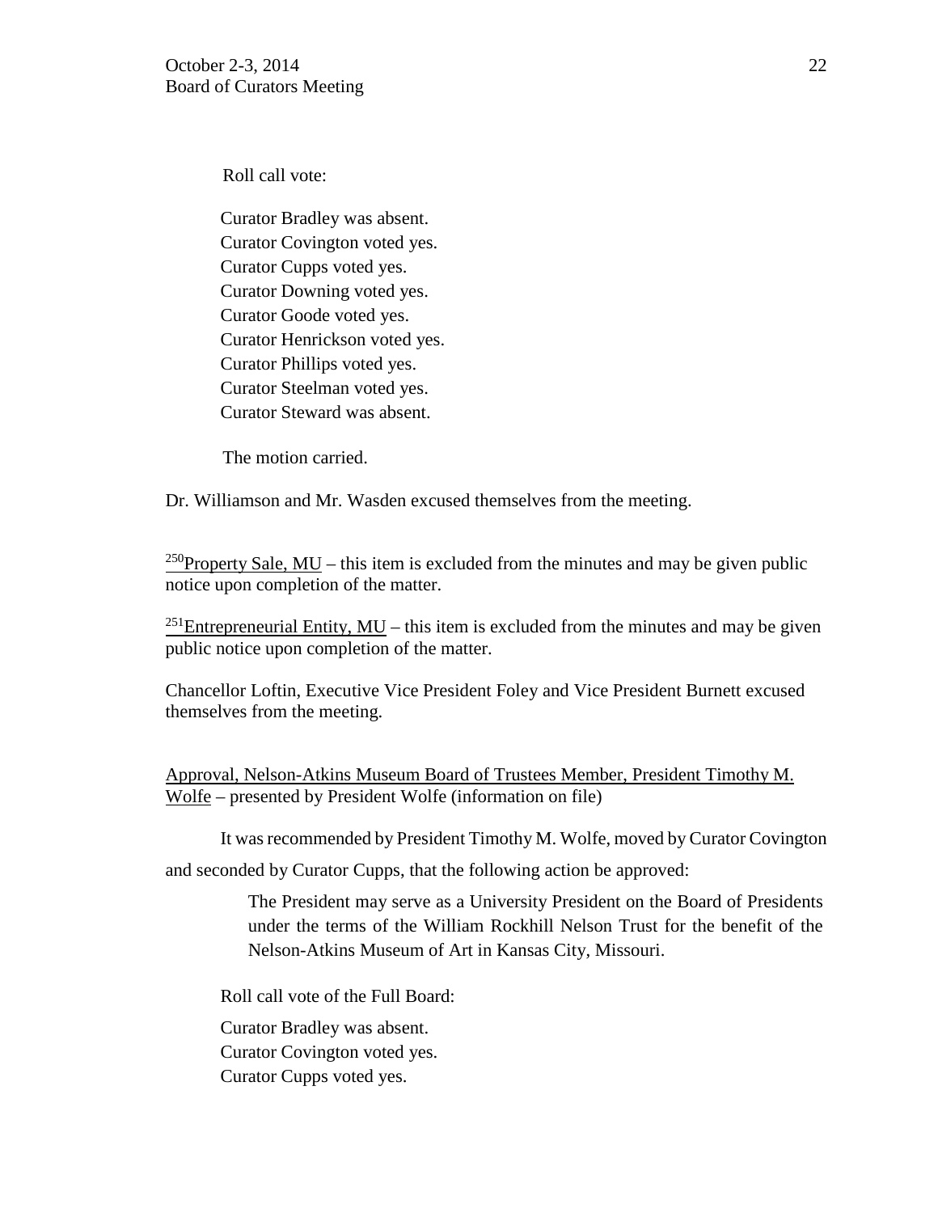Roll call vote:

Curator Bradley was absent.
Curator Covington voted yes.
Curator Cupps voted yes.
Curator Downing voted yes.
Curator Goode voted yes.
Curator Henrickson voted yes.
Curator Phillips voted yes.
Curator Steelman voted yes.
Curator Steward was absent.

The motion carried.

Dr. Williamson and Mr. Wasden excused themselves from the meeting.

[250]<u>Property Sale, MU</u> – this item is excluded from the minutes and may be given public notice upon completion of the matter.

[251]<u>Entrepreneurial Entity, MU</u> – this item is excluded from the minutes and may be given public notice upon completion of the matter.

Chancellor Loftin, Executive Vice President Foley and Vice President Burnett excused themselves from the meeting.

<u>Approval, Nelson-Atkins Museum Board of Trustees Member, President Timothy M. Wolfe</u> – presented by President Wolfe (information on file)

It was recommended by President Timothy M. Wolfe, moved by Curator Covington and seconded by Curator Cupps, that the following action be approved:

> The President may serve as a University President on the Board of Presidents under the terms of the William Rockhill Nelson Trust for the benefit of the Nelson-Atkins Museum of Art in Kansas City, Missouri.

Roll call vote of the Full Board:

Curator Bradley was absent.
Curator Covington voted yes.
Curator Cupps voted yes.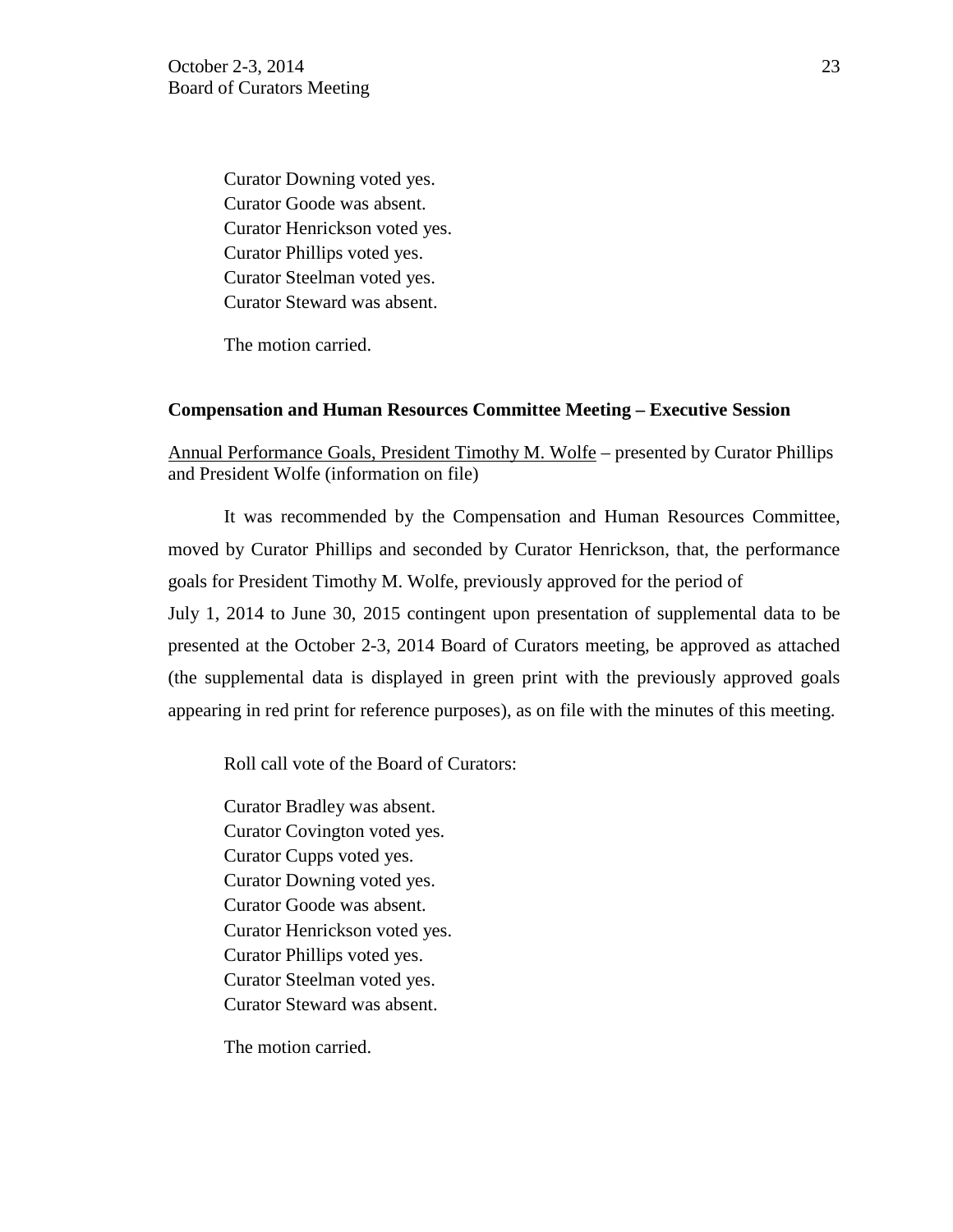Curator Downing voted yes.
Curator Goode was absent.
Curator Henrickson voted yes.
Curator Phillips voted yes.
Curator Steelman voted yes.
Curator Steward was absent.

The motion carried.

**Compensation and Human Resources Committee Meeting – Executive Session**

Annual Performance Goals, President Timothy M. Wolfe – presented by Curator Phillips and President Wolfe (information on file)

It was recommended by the Compensation and Human Resources Committee, moved by Curator Phillips and seconded by Curator Henrickson, that, the performance goals for President Timothy M. Wolfe, previously approved for the period of July 1, 2014 to June 30, 2015 contingent upon presentation of supplemental data to be presented at the October 2-3, 2014 Board of Curators meeting, be approved as attached (the supplemental data is displayed in green print with the previously approved goals appearing in red print for reference purposes), as on file with the minutes of this meeting.

Roll call vote of the Board of Curators:

Curator Bradley was absent.
Curator Covington voted yes.
Curator Cupps voted yes.
Curator Downing voted yes.
Curator Goode was absent.
Curator Henrickson voted yes.
Curator Phillips voted yes.
Curator Steelman voted yes.
Curator Steward was absent.

The motion carried.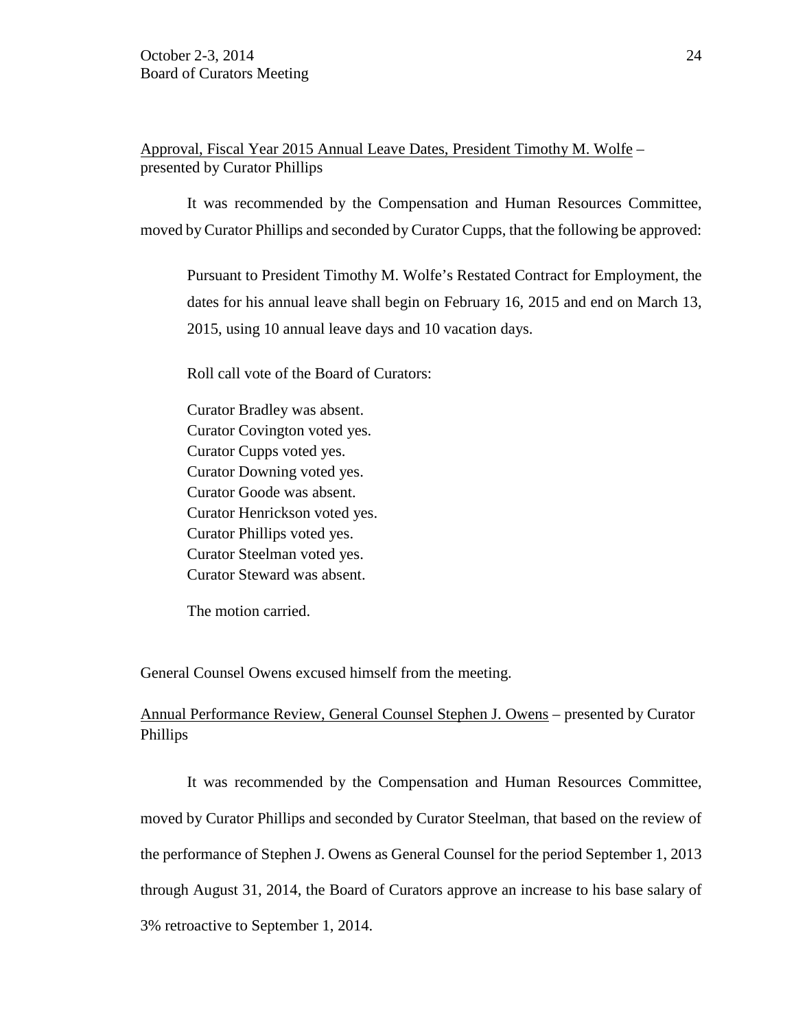Approval, Fiscal Year 2015 Annual Leave Dates, President Timothy M. Wolfe – presented by Curator Phillips

It was recommended by the Compensation and Human Resources Committee, moved by Curator Phillips and seconded by Curator Cupps, that the following be approved:

> Pursuant to President Timothy M. Wolfe's Restated Contract for Employment, the dates for his annual leave shall begin on February 16, 2015 and end on March 13, 2015, using 10 annual leave days and 10 vacation days.
>
> Roll call vote of the Board of Curators:
>
> Curator Bradley was absent.
> Curator Covington voted yes.
> Curator Cupps voted yes.
> Curator Downing voted yes.
> Curator Goode was absent.
> Curator Henrickson voted yes.
> Curator Phillips voted yes.
> Curator Steelman voted yes.
> Curator Steward was absent.
>
> The motion carried.

General Counsel Owens excused himself from the meeting.

Annual Performance Review, General Counsel Stephen J. Owens – presented by Curator Phillips

It was recommended by the Compensation and Human Resources Committee, moved by Curator Phillips and seconded by Curator Steelman, that based on the review of the performance of Stephen J. Owens as General Counsel for the period September 1, 2013 through August 31, 2014, the Board of Curators approve an increase to his base salary of 3% retroactive to September 1, 2014.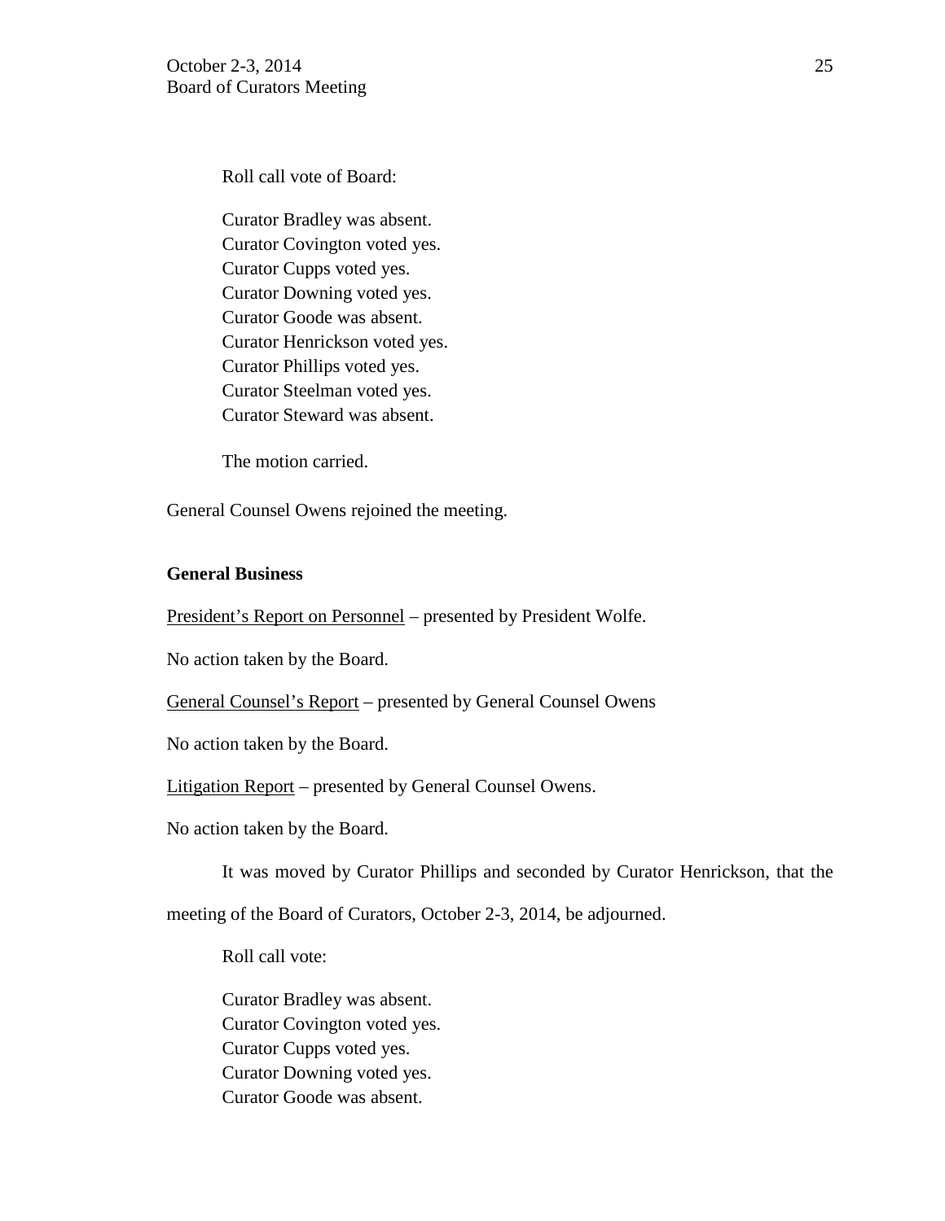Roll call vote of Board:

Curator Bradley was absent.
Curator Covington voted yes.
Curator Cupps voted yes.
Curator Downing voted yes.
Curator Goode was absent.
Curator Henrickson voted yes.
Curator Phillips voted yes.
Curator Steelman voted yes.
Curator Steward was absent.

The motion carried.

General Counsel Owens rejoined the meeting.

**General Business**

<u>President's Report on Personnel</u> – presented by President Wolfe.

No action taken by the Board.

<u>General Counsel's Report</u> – presented by General Counsel Owens

No action taken by the Board.

<u>Litigation Report</u> – presented by General Counsel Owens.

No action taken by the Board.

It was moved by Curator Phillips and seconded by Curator Henrickson, that the meeting of the Board of Curators, October 2-3, 2014, be adjourned.

Roll call vote:

Curator Bradley was absent.
Curator Covington voted yes.
Curator Cupps voted yes.
Curator Downing voted yes.
Curator Goode was absent.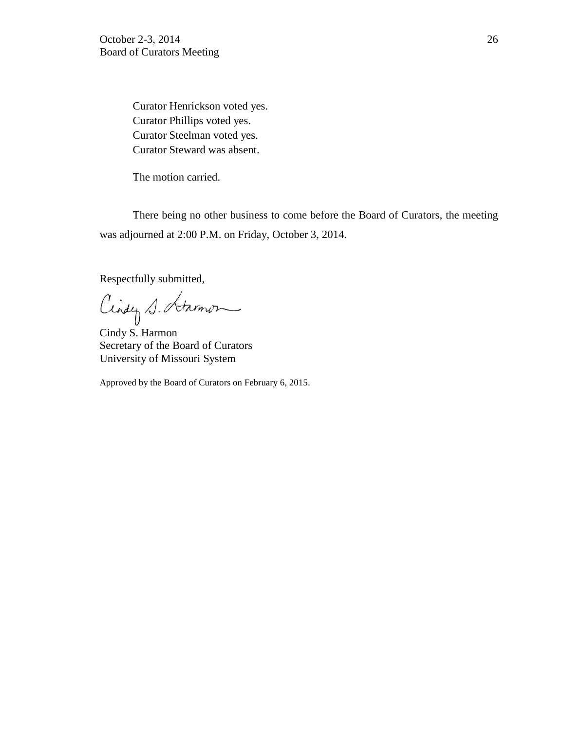Curator Henrickson voted yes.
Curator Phillips voted yes.
Curator Steelman voted yes.
Curator Steward was absent.

The motion carried.

There being no other business to come before the Board of Curators, the meeting was adjourned at 2:00 P.M. on Friday, October 3, 2014.

Respectfully submitted,

Cindy S. Harmon
Secretary of the Board of Curators
University of Missouri System

Approved by the Board of Curators on February 6, 2015.